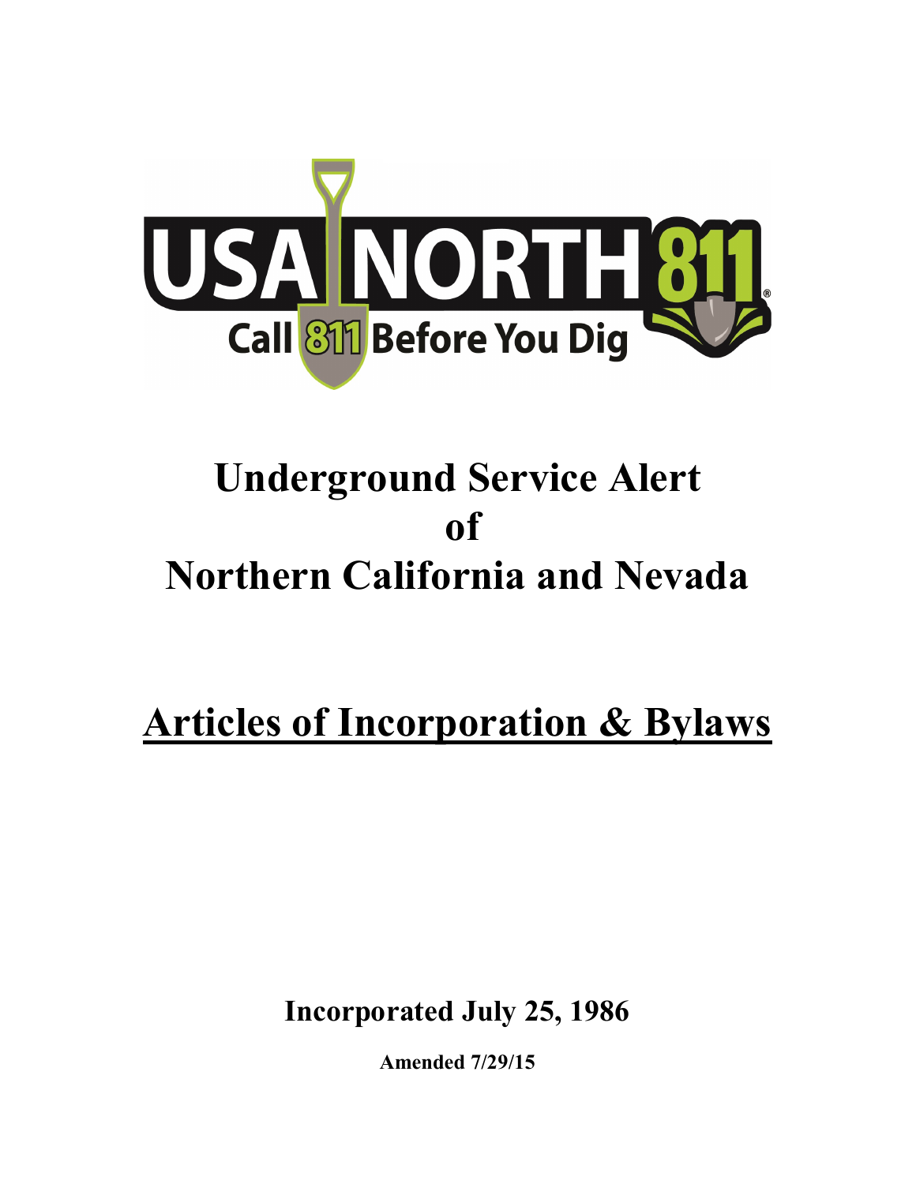USA NORTH 811

Call 811 Before You Dig

# Underground Service Alert of Northern California and Nevada

# Articles of Incorporation & Bylaws

**Incorporated July 25, 1986**

**Amended 7/29/15**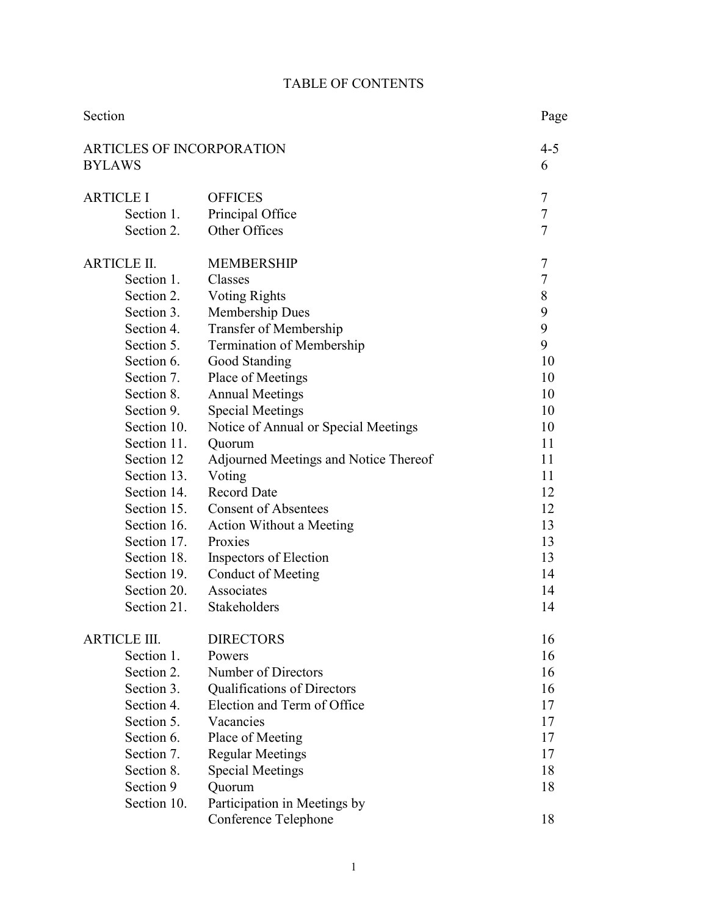# TABLE OF CONTENTS

| Section | | Page |
|---|---|---|
| ARTICLES OF INCORPORATION | | 4-5 |
| BYLAWS | | 6 |
| | | |
| ARTICLE I | OFFICES | 7 |
| Section 1. | Principal Office | 7 |
| Section 2. | Other Offices | 7 |
| | | |
| ARTICLE II. | MEMBERSHIP | 7 |
| Section 1. | Classes | 7 |
| Section 2. | Voting Rights | 8 |
| Section 3. | Membership Dues | 9 |
| Section 4. | Transfer of Membership | 9 |
| Section 5. | Termination of Membership | 9 |
| Section 6. | Good Standing | 10 |
| Section 7. | Place of Meetings | 10 |
| Section 8. | Annual Meetings | 10 |
| Section 9. | Special Meetings | 10 |
| Section 10. | Notice of Annual or Special Meetings | 10 |
| Section 11. | Quorum | 11 |
| Section 12 | Adjourned Meetings and Notice Thereof | 11 |
| Section 13. | Voting | 11 |
| Section 14. | Record Date | 12 |
| Section 15. | Consent of Absentees | 12 |
| Section 16. | Action Without a Meeting | 13 |
| Section 17. | Proxies | 13 |
| Section 18. | Inspectors of Election | 13 |
| Section 19. | Conduct of Meeting | 14 |
| Section 20. | Associates | 14 |
| Section 21. | Stakeholders | 14 |
| | | |
| ARTICLE III. | DIRECTORS | 16 |
| Section 1. | Powers | 16 |
| Section 2. | Number of Directors | 16 |
| Section 3. | Qualifications of Directors | 16 |
| Section 4. | Election and Term of Office | 17 |
| Section 5. | Vacancies | 17 |
| Section 6. | Place of Meeting | 17 |
| Section 7. | Regular Meetings | 17 |
| Section 8. | Special Meetings | 18 |
| Section 9 | Quorum | 18 |
| Section 10. | Participation in Meetings by Conference Telephone | 18 |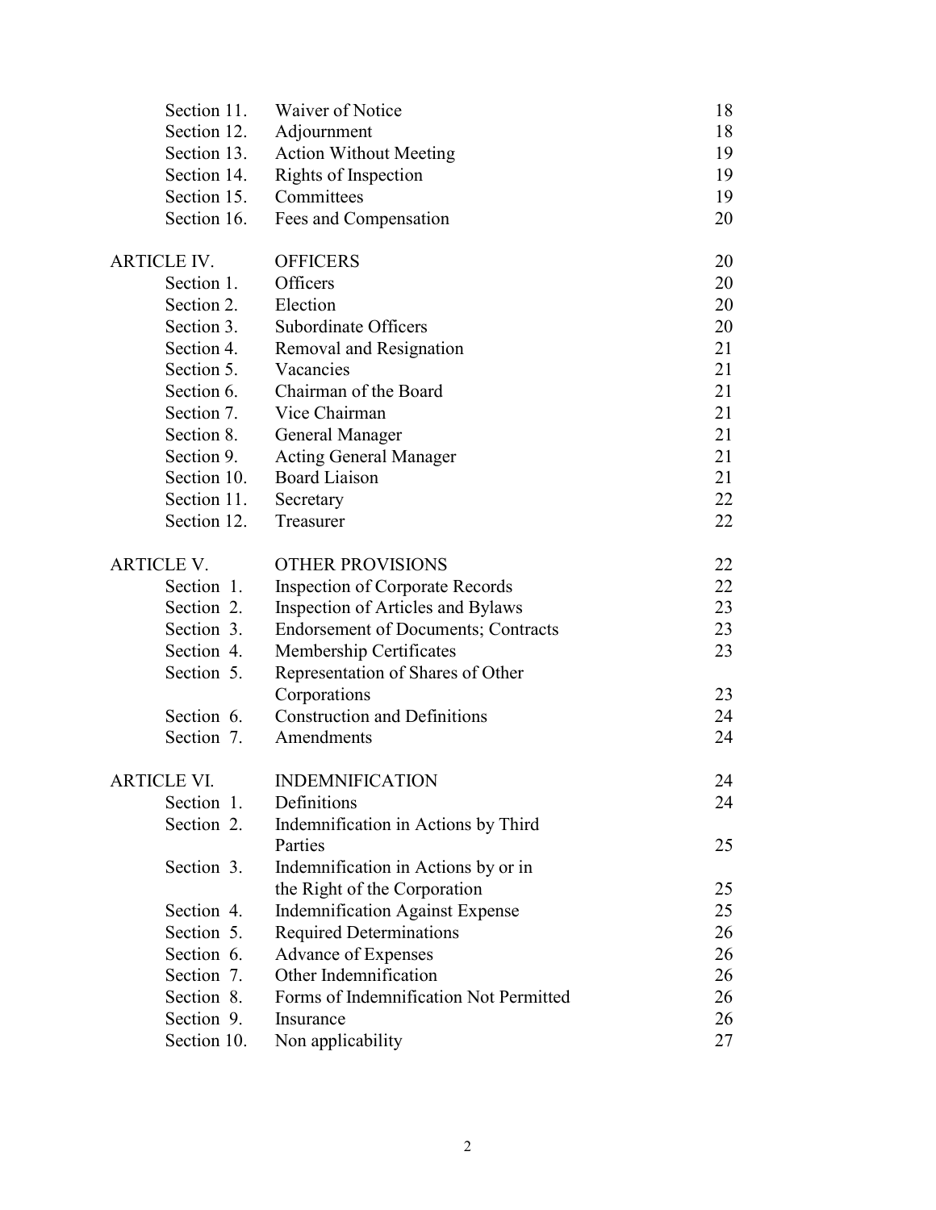| | | |
|---|---|---|
| Section 11. | Waiver of Notice | 18 |
| Section 12. | Adjournment | 18 |
| Section 13. | Action Without Meeting | 19 |
| Section 14. | Rights of Inspection | 19 |
| Section 15. | Committees | 19 |
| Section 16. | Fees and Compensation | 20 |
| **ARTICLE IV.** | **OFFICERS** | 20 |
| Section 1. | Officers | 20 |
| Section 2. | Election | 20 |
| Section 3. | Subordinate Officers | 20 |
| Section 4. | Removal and Resignation | 21 |
| Section 5. | Vacancies | 21 |
| Section 6. | Chairman of the Board | 21 |
| Section 7. | Vice Chairman | 21 |
| Section 8. | General Manager | 21 |
| Section 9. | Acting General Manager | 21 |
| Section 10. | Board Liaison | 21 |
| Section 11. | Secretary | 22 |
| Section 12. | Treasurer | 22 |
| **ARTICLE V.** | **OTHER PROVISIONS** | 22 |
| Section 1. | Inspection of Corporate Records | 22 |
| Section 2. | Inspection of Articles and Bylaws | 23 |
| Section 3. | Endorsement of Documents; Contracts | 23 |
| Section 4. | Membership Certificates | 23 |
| Section 5. | Representation of Shares of Other Corporations | 23 |
| Section 6. | Construction and Definitions | 24 |
| Section 7. | Amendments | 24 |
| **ARTICLE VI.** | **INDEMNIFICATION** | 24 |
| Section 1. | Definitions | 24 |
| Section 2. | Indemnification in Actions by Third Parties | 25 |
| Section 3. | Indemnification in Actions by or in the Right of the Corporation | 25 |
| Section 4. | Indemnification Against Expense | 25 |
| Section 5. | Required Determinations | 26 |
| Section 6. | Advance of Expenses | 26 |
| Section 7. | Other Indemnification | 26 |
| Section 8. | Forms of Indemnification Not Permitted | 26 |
| Section 9. | Insurance | 26 |
| Section 10. | Non applicability | 27 |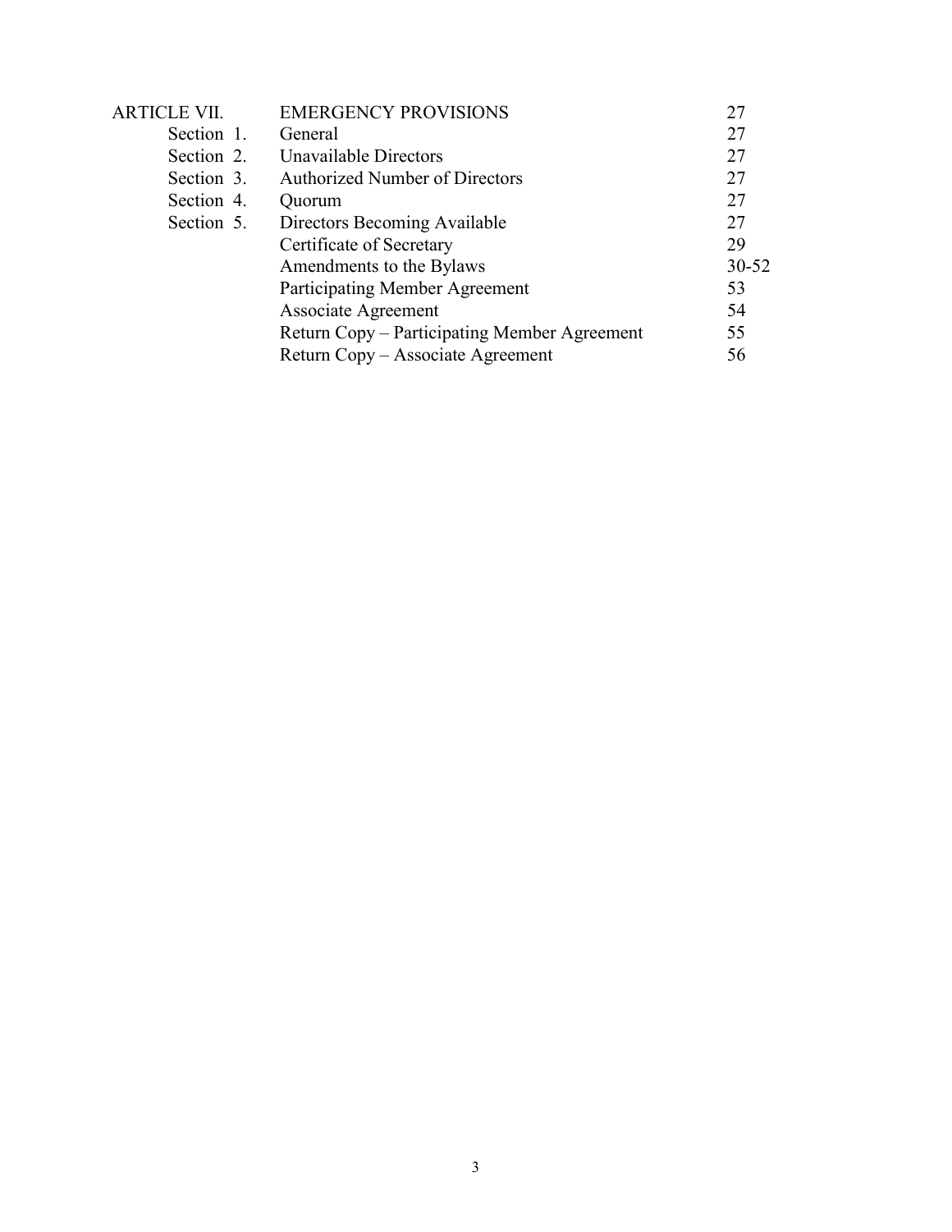| | | |
|---|---|---|
| ARTICLE VII. | EMERGENCY PROVISIONS | 27 |
| Section 1. | General | 27 |
| Section 2. | Unavailable Directors | 27 |
| Section 3. | Authorized Number of Directors | 27 |
| Section 4. | Quorum | 27 |
| Section 5. | Directors Becoming Available | 27 |
| | Certificate of Secretary | 29 |
| | Amendments to the Bylaws | 30-52 |
| | Participating Member Agreement | 53 |
| | Associate Agreement | 54 |
| | Return Copy – Participating Member Agreement | 55 |
| | Return Copy – Associate Agreement | 56 |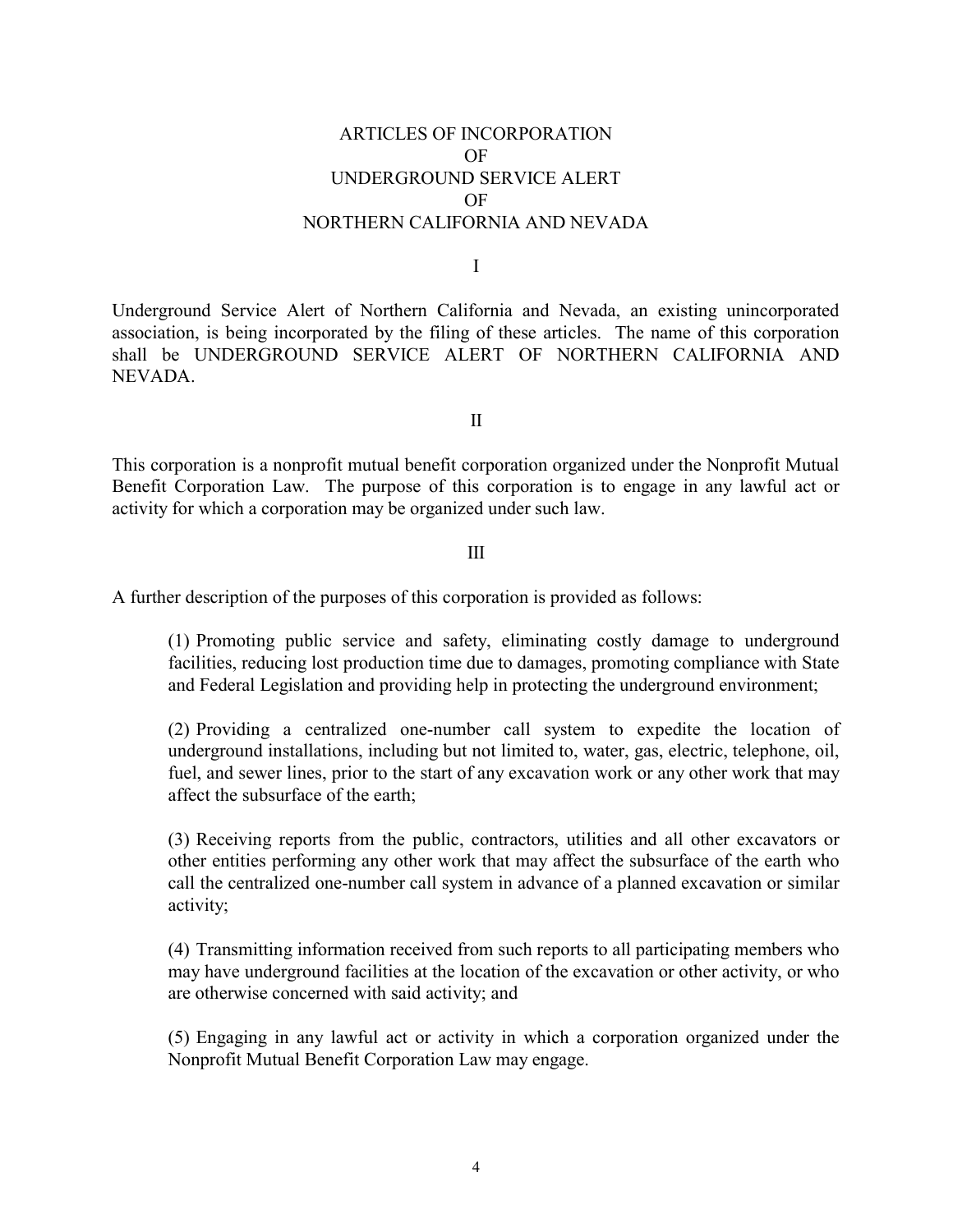# ARTICLES OF INCORPORATION OF UNDERGROUND SERVICE ALERT OF NORTHERN CALIFORNIA AND NEVADA

## I

Underground Service Alert of Northern California and Nevada, an existing unincorporated association, is being incorporated by the filing of these articles. The name of this corporation shall be UNDERGROUND SERVICE ALERT OF NORTHERN CALIFORNIA AND NEVADA.

## II

This corporation is a nonprofit mutual benefit corporation organized under the Nonprofit Mutual Benefit Corporation Law. The purpose of this corporation is to engage in any lawful act or activity for which a corporation may be organized under such law.

## III

A further description of the purposes of this corporation is provided as follows:

(1) Promoting public service and safety, eliminating costly damage to underground facilities, reducing lost production time due to damages, promoting compliance with State and Federal Legislation and providing help in protecting the underground environment;

(2) Providing a centralized one-number call system to expedite the location of underground installations, including but not limited to, water, gas, electric, telephone, oil, fuel, and sewer lines, prior to the start of any excavation work or any other work that may affect the subsurface of the earth;

(3) Receiving reports from the public, contractors, utilities and all other excavators or other entities performing any other work that may affect the subsurface of the earth who call the centralized one-number call system in advance of a planned excavation or similar activity;

(4) Transmitting information received from such reports to all participating members who may have underground facilities at the location of the excavation or other activity, or who are otherwise concerned with said activity; and

(5) Engaging in any lawful act or activity in which a corporation organized under the Nonprofit Mutual Benefit Corporation Law may engage.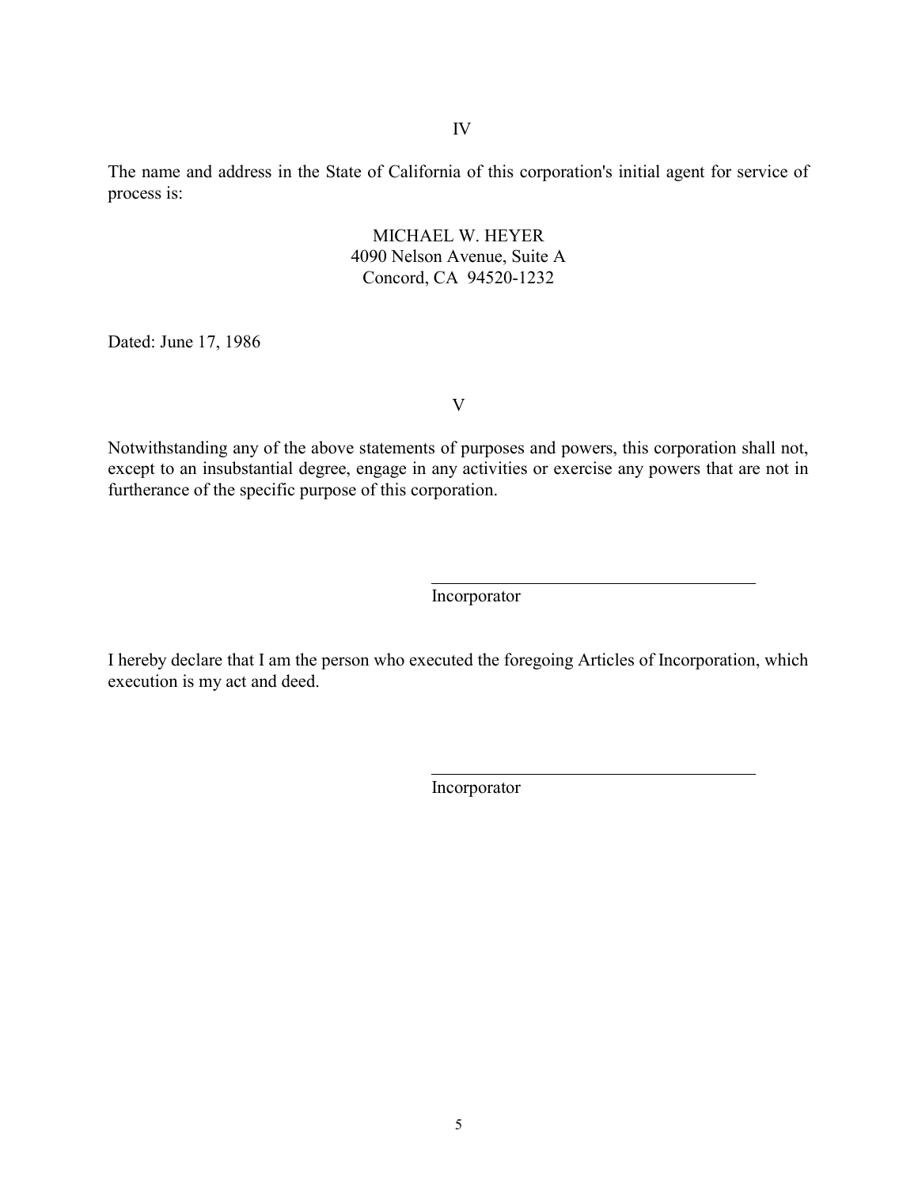IV

The name and address in the State of California of this corporation's initial agent for service of process is:

MICHAEL W. HEYER
4090 Nelson Avenue, Suite A
Concord, CA 94520-1232

Dated: June 17, 1986

V

Notwithstanding any of the above statements of purposes and powers, this corporation shall not, except to an insubstantial degree, engage in any activities or exercise any powers that are not in furtherance of the specific purpose of this corporation.

\_\_\_\_\_\_\_\_\_\_\_\_\_\_\_\_\_\_\_\_\_\_\_\_\_\_\_\_\_\_\_\_\_\_\_\_
Incorporator

I hereby declare that I am the person who executed the foregoing Articles of Incorporation, which execution is my act and deed.

\_\_\_\_\_\_\_\_\_\_\_\_\_\_\_\_\_\_\_\_\_\_\_\_\_\_\_\_\_\_\_\_\_\_\_\_
Incorporator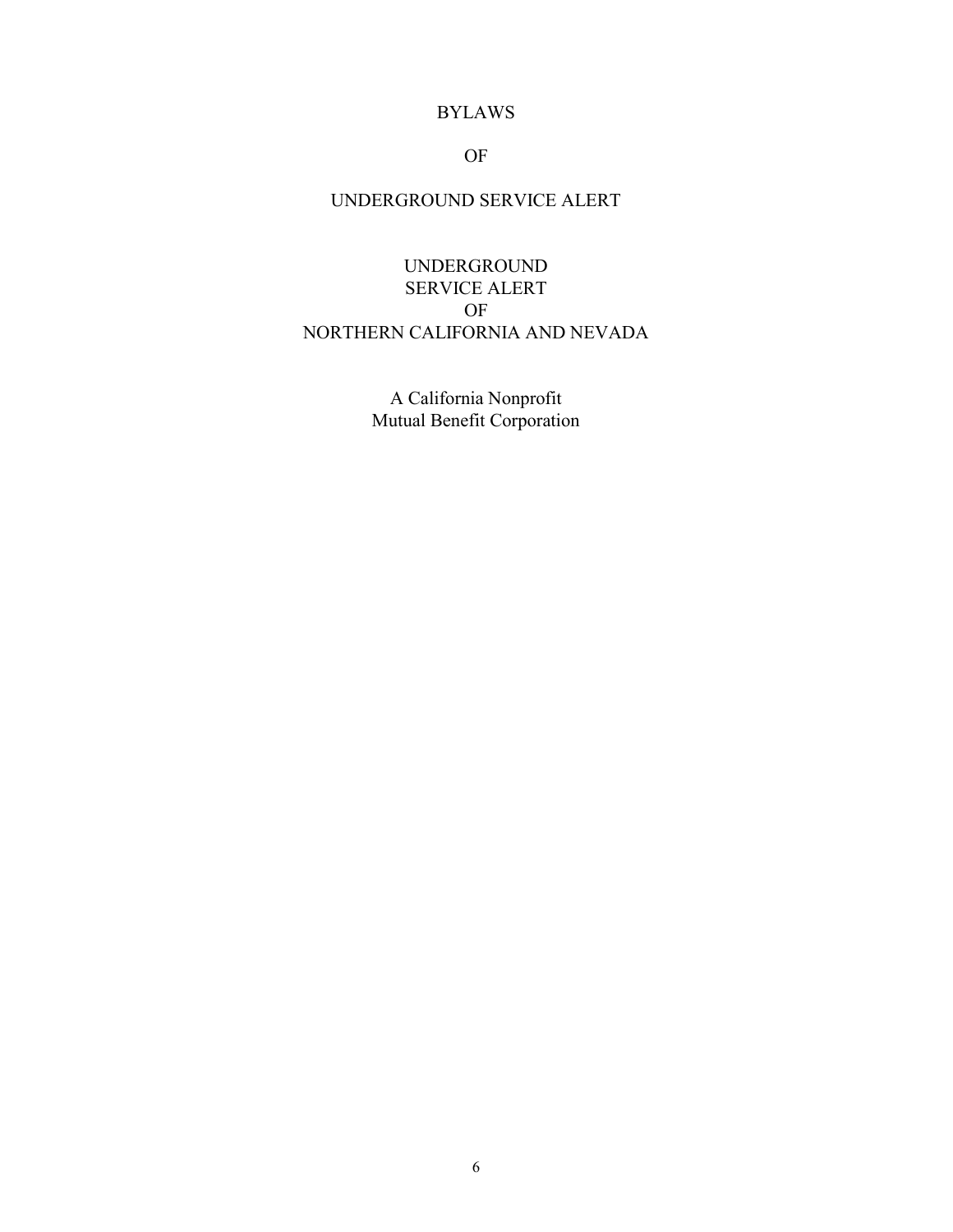# BYLAWS

# OF

# UNDERGROUND SERVICE ALERT

## UNDERGROUND
## SERVICE ALERT
## OF
## NORTHERN CALIFORNIA AND NEVADA

A California Nonprofit
Mutual Benefit Corporation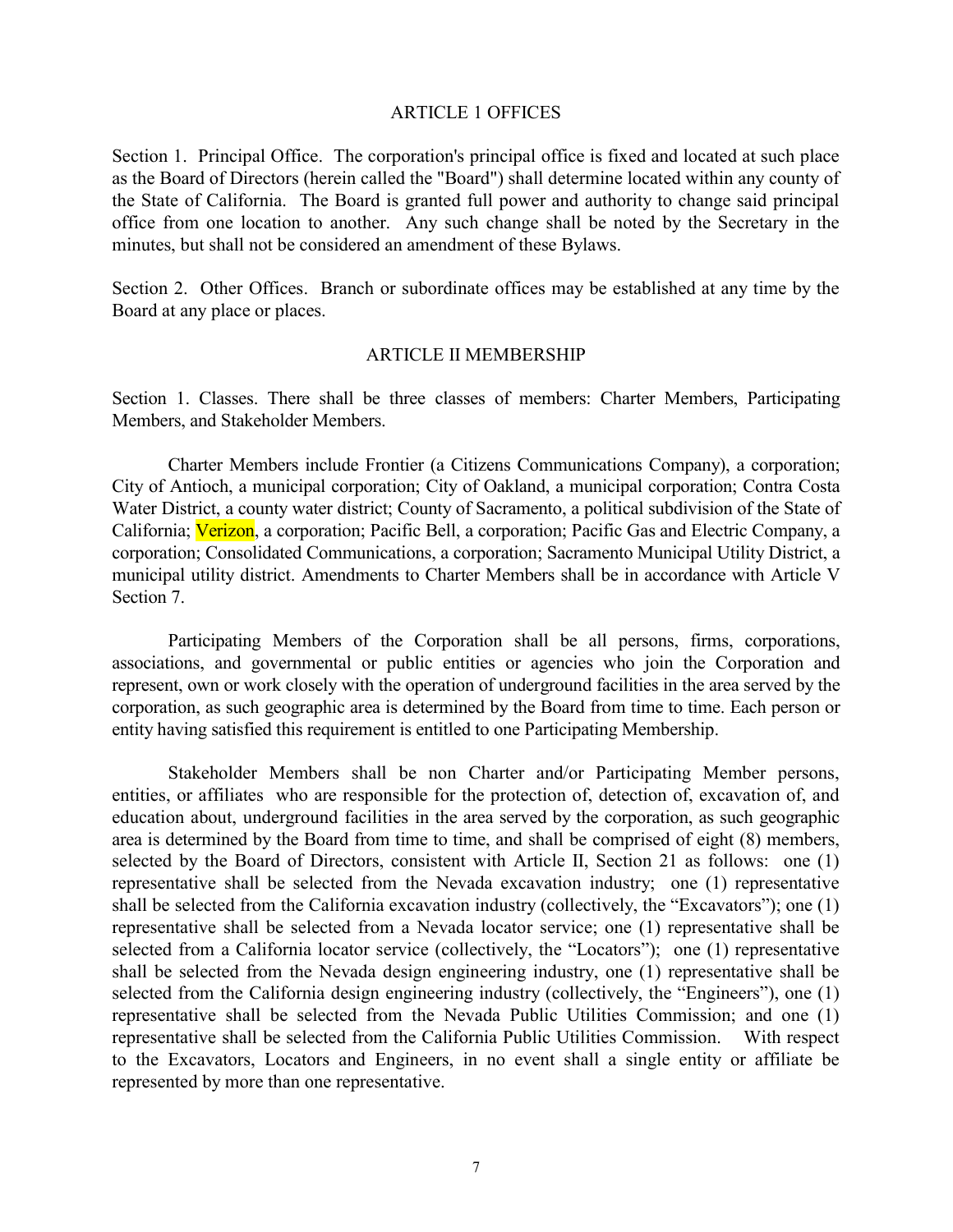## ARTICLE 1 OFFICES

Section 1. Principal Office. The corporation's principal office is fixed and located at such place as the Board of Directors (herein called the "Board") shall determine located within any county of the State of California. The Board is granted full power and authority to change said principal office from one location to another. Any such change shall be noted by the Secretary in the minutes, but shall not be considered an amendment of these Bylaws.

Section 2. Other Offices. Branch or subordinate offices may be established at any time by the Board at any place or places.

## ARTICLE II MEMBERSHIP

Section 1. Classes. There shall be three classes of members: Charter Members, Participating Members, and Stakeholder Members.

Charter Members include Frontier (a Citizens Communications Company), a corporation; City of Antioch, a municipal corporation; City of Oakland, a municipal corporation; Contra Costa Water District, a county water district; County of Sacramento, a political subdivision of the State of California; Verizon, a corporation; Pacific Bell, a corporation; Pacific Gas and Electric Company, a corporation; Consolidated Communications, a corporation; Sacramento Municipal Utility District, a municipal utility district. Amendments to Charter Members shall be in accordance with Article V Section 7.

Participating Members of the Corporation shall be all persons, firms, corporations, associations, and governmental or public entities or agencies who join the Corporation and represent, own or work closely with the operation of underground facilities in the area served by the corporation, as such geographic area is determined by the Board from time to time. Each person or entity having satisfied this requirement is entitled to one Participating Membership.

Stakeholder Members shall be non Charter and/or Participating Member persons, entities, or affiliates who are responsible for the protection of, detection of, excavation of, and education about, underground facilities in the area served by the corporation, as such geographic area is determined by the Board from time to time, and shall be comprised of eight (8) members, selected by the Board of Directors, consistent with Article II, Section 21 as follows: one (1) representative shall be selected from the Nevada excavation industry; one (1) representative shall be selected from the California excavation industry (collectively, the "Excavators"); one (1) representative shall be selected from a Nevada locator service; one (1) representative shall be selected from a California locator service (collectively, the "Locators"); one (1) representative shall be selected from the Nevada design engineering industry, one (1) representative shall be selected from the California design engineering industry (collectively, the "Engineers"), one (1) representative shall be selected from the Nevada Public Utilities Commission; and one (1) representative shall be selected from the California Public Utilities Commission. With respect to the Excavators, Locators and Engineers, in no event shall a single entity or affiliate be represented by more than one representative.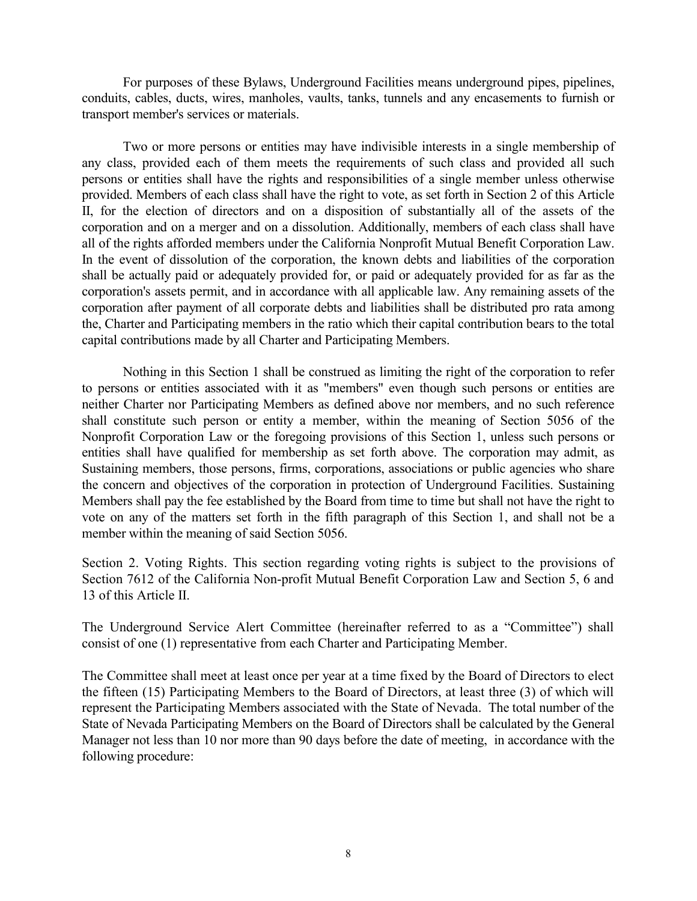For purposes of these Bylaws, Underground Facilities means underground pipes, pipelines, conduits, cables, ducts, wires, manholes, vaults, tanks, tunnels and any encasements to furnish or transport member's services or materials.

Two or more persons or entities may have indivisible interests in a single membership of any class, provided each of them meets the requirements of such class and provided all such persons or entities shall have the rights and responsibilities of a single member unless otherwise provided. Members of each class shall have the right to vote, as set forth in Section 2 of this Article II, for the election of directors and on a disposition of substantially all of the assets of the corporation and on a merger and on a dissolution. Additionally, members of each class shall have all of the rights afforded members under the California Nonprofit Mutual Benefit Corporation Law. In the event of dissolution of the corporation, the known debts and liabilities of the corporation shall be actually paid or adequately provided for, or paid or adequately provided for as far as the corporation's assets permit, and in accordance with all applicable law. Any remaining assets of the corporation after payment of all corporate debts and liabilities shall be distributed pro rata among the, Charter and Participating members in the ratio which their capital contribution bears to the total capital contributions made by all Charter and Participating Members.

Nothing in this Section 1 shall be construed as limiting the right of the corporation to refer to persons or entities associated with it as "members" even though such persons or entities are neither Charter nor Participating Members as defined above nor members, and no such reference shall constitute such person or entity a member, within the meaning of Section 5056 of the Nonprofit Corporation Law or the foregoing provisions of this Section 1, unless such persons or entities shall have qualified for membership as set forth above. The corporation may admit, as Sustaining members, those persons, firms, corporations, associations or public agencies who share the concern and objectives of the corporation in protection of Underground Facilities. Sustaining Members shall pay the fee established by the Board from time to time but shall not have the right to vote on any of the matters set forth in the fifth paragraph of this Section 1, and shall not be a member within the meaning of said Section 5056.

Section 2. Voting Rights. This section regarding voting rights is subject to the provisions of Section 7612 of the California Non-profit Mutual Benefit Corporation Law and Section 5, 6 and 13 of this Article II.

The Underground Service Alert Committee (hereinafter referred to as a "Committee") shall consist of one (1) representative from each Charter and Participating Member.

The Committee shall meet at least once per year at a time fixed by the Board of Directors to elect the fifteen (15) Participating Members to the Board of Directors, at least three (3) of which will represent the Participating Members associated with the State of Nevada. The total number of the State of Nevada Participating Members on the Board of Directors shall be calculated by the General Manager not less than 10 nor more than 90 days before the date of meeting, in accordance with the following procedure: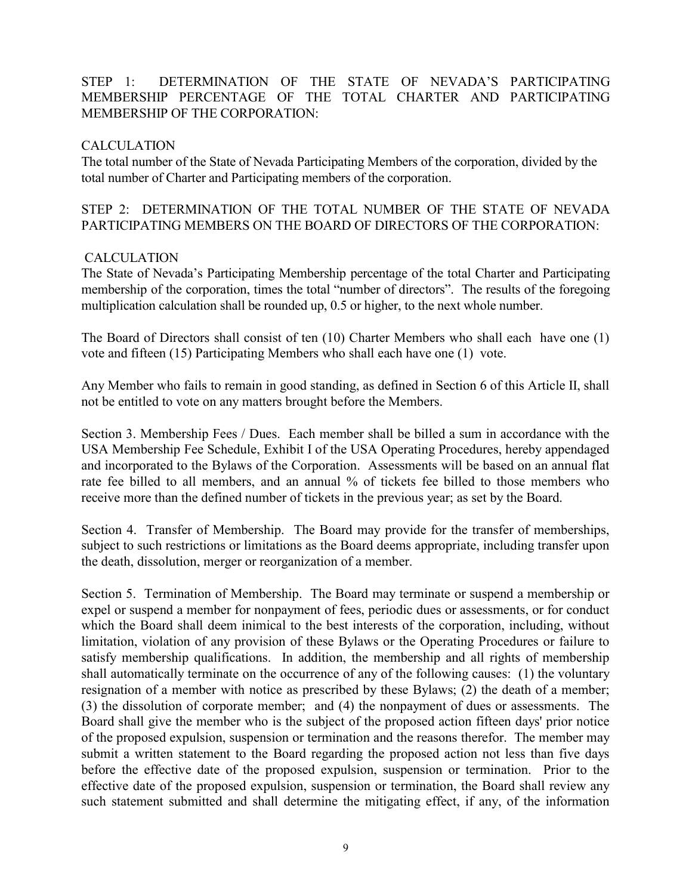STEP 1: DETERMINATION OF THE STATE OF NEVADA'S PARTICIPATING MEMBERSHIP PERCENTAGE OF THE TOTAL CHARTER AND PARTICIPATING MEMBERSHIP OF THE CORPORATION:

CALCULATION

The total number of the State of Nevada Participating Members of the corporation, divided by the total number of Charter and Participating members of the corporation.

STEP 2: DETERMINATION OF THE TOTAL NUMBER OF THE STATE OF NEVADA PARTICIPATING MEMBERS ON THE BOARD OF DIRECTORS OF THE CORPORATION:

CALCULATION

The State of Nevada's Participating Membership percentage of the total Charter and Participating membership of the corporation, times the total "number of directors". The results of the foregoing multiplication calculation shall be rounded up, 0.5 or higher, to the next whole number.

The Board of Directors shall consist of ten (10) Charter Members who shall each have one (1) vote and fifteen (15) Participating Members who shall each have one (1) vote.

Any Member who fails to remain in good standing, as defined in Section 6 of this Article II, shall not be entitled to vote on any matters brought before the Members.

Section 3. Membership Fees / Dues. Each member shall be billed a sum in accordance with the USA Membership Fee Schedule, Exhibit I of the USA Operating Procedures, hereby appendaged and incorporated to the Bylaws of the Corporation. Assessments will be based on an annual flat rate fee billed to all members, and an annual % of tickets fee billed to those members who receive more than the defined number of tickets in the previous year; as set by the Board.

Section 4. Transfer of Membership. The Board may provide for the transfer of memberships, subject to such restrictions or limitations as the Board deems appropriate, including transfer upon the death, dissolution, merger or reorganization of a member.

Section 5. Termination of Membership. The Board may terminate or suspend a membership or expel or suspend a member for nonpayment of fees, periodic dues or assessments, or for conduct which the Board shall deem inimical to the best interests of the corporation, including, without limitation, violation of any provision of these Bylaws or the Operating Procedures or failure to satisfy membership qualifications. In addition, the membership and all rights of membership shall automatically terminate on the occurrence of any of the following causes: (1) the voluntary resignation of a member with notice as prescribed by these Bylaws; (2) the death of a member; (3) the dissolution of corporate member; and (4) the nonpayment of dues or assessments. The Board shall give the member who is the subject of the proposed action fifteen days' prior notice of the proposed expulsion, suspension or termination and the reasons therefor. The member may submit a written statement to the Board regarding the proposed action not less than five days before the effective date of the proposed expulsion, suspension or termination. Prior to the effective date of the proposed expulsion, suspension or termination, the Board shall review any such statement submitted and shall determine the mitigating effect, if any, of the information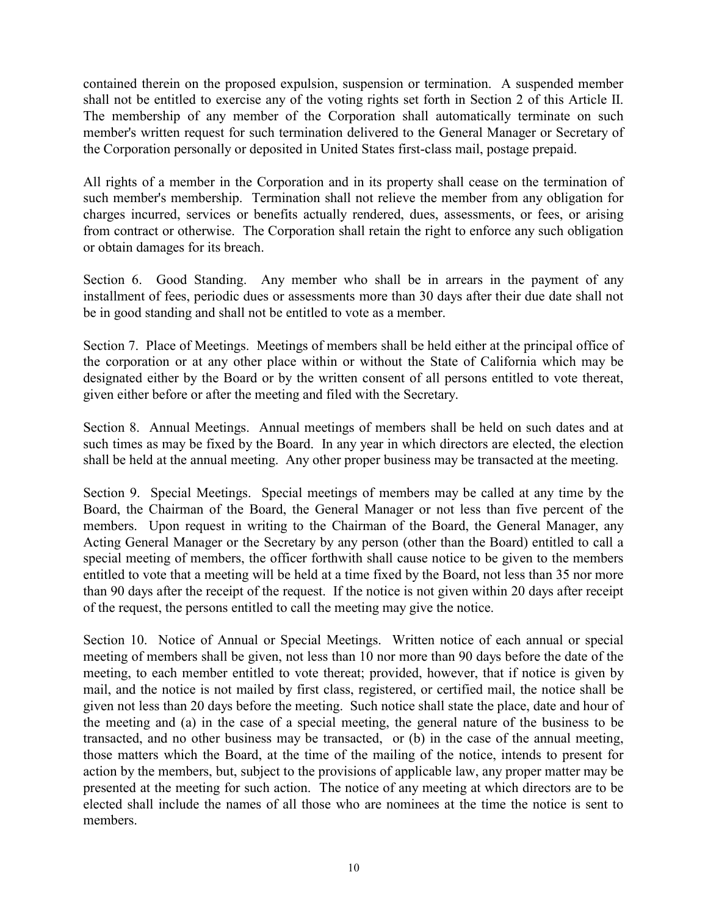contained therein on the proposed expulsion, suspension or termination. A suspended member shall not be entitled to exercise any of the voting rights set forth in Section 2 of this Article II. The membership of any member of the Corporation shall automatically terminate on such member's written request for such termination delivered to the General Manager or Secretary of the Corporation personally or deposited in United States first-class mail, postage prepaid.

All rights of a member in the Corporation and in its property shall cease on the termination of such member's membership. Termination shall not relieve the member from any obligation for charges incurred, services or benefits actually rendered, dues, assessments, or fees, or arising from contract or otherwise. The Corporation shall retain the right to enforce any such obligation or obtain damages for its breach.

Section 6. Good Standing. Any member who shall be in arrears in the payment of any installment of fees, periodic dues or assessments more than 30 days after their due date shall not be in good standing and shall not be entitled to vote as a member.

Section 7. Place of Meetings. Meetings of members shall be held either at the principal office of the corporation or at any other place within or without the State of California which may be designated either by the Board or by the written consent of all persons entitled to vote thereat, given either before or after the meeting and filed with the Secretary.

Section 8. Annual Meetings. Annual meetings of members shall be held on such dates and at such times as may be fixed by the Board. In any year in which directors are elected, the election shall be held at the annual meeting. Any other proper business may be transacted at the meeting.

Section 9. Special Meetings. Special meetings of members may be called at any time by the Board, the Chairman of the Board, the General Manager or not less than five percent of the members. Upon request in writing to the Chairman of the Board, the General Manager, any Acting General Manager or the Secretary by any person (other than the Board) entitled to call a special meeting of members, the officer forthwith shall cause notice to be given to the members entitled to vote that a meeting will be held at a time fixed by the Board, not less than 35 nor more than 90 days after the receipt of the request. If the notice is not given within 20 days after receipt of the request, the persons entitled to call the meeting may give the notice.

Section 10. Notice of Annual or Special Meetings. Written notice of each annual or special meeting of members shall be given, not less than 10 nor more than 90 days before the date of the meeting, to each member entitled to vote thereat; provided, however, that if notice is given by mail, and the notice is not mailed by first class, registered, or certified mail, the notice shall be given not less than 20 days before the meeting. Such notice shall state the place, date and hour of the meeting and (a) in the case of a special meeting, the general nature of the business to be transacted, and no other business may be transacted, or (b) in the case of the annual meeting, those matters which the Board, at the time of the mailing of the notice, intends to present for action by the members, but, subject to the provisions of applicable law, any proper matter may be presented at the meeting for such action. The notice of any meeting at which directors are to be elected shall include the names of all those who are nominees at the time the notice is sent to members.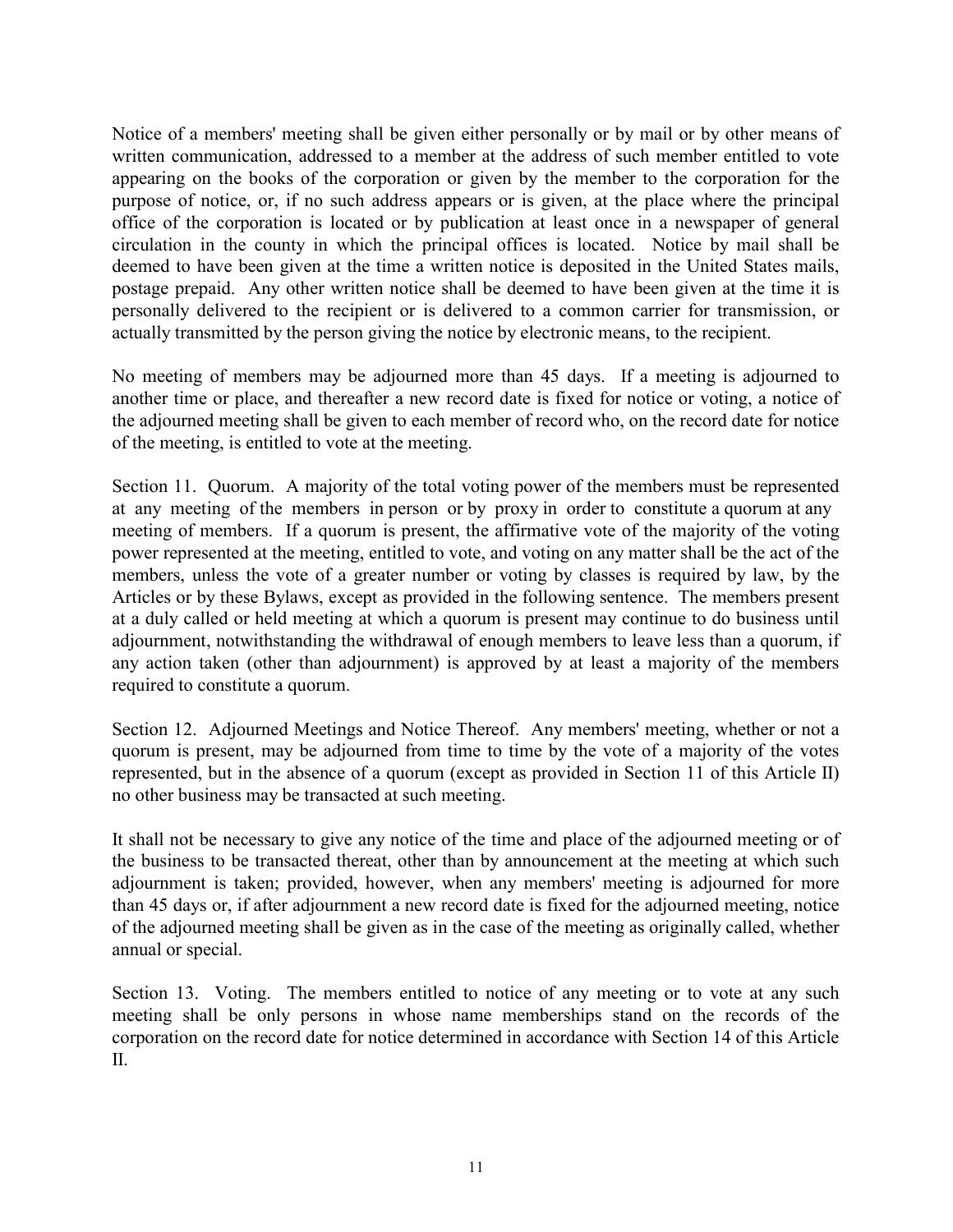Notice of a members' meeting shall be given either personally or by mail or by other means of written communication, addressed to a member at the address of such member entitled to vote appearing on the books of the corporation or given by the member to the corporation for the purpose of notice, or, if no such address appears or is given, at the place where the principal office of the corporation is located or by publication at least once in a newspaper of general circulation in the county in which the principal offices is located. Notice by mail shall be deemed to have been given at the time a written notice is deposited in the United States mails, postage prepaid. Any other written notice shall be deemed to have been given at the time it is personally delivered to the recipient or is delivered to a common carrier for transmission, or actually transmitted by the person giving the notice by electronic means, to the recipient.

No meeting of members may be adjourned more than 45 days. If a meeting is adjourned to another time or place, and thereafter a new record date is fixed for notice or voting, a notice of the adjourned meeting shall be given to each member of record who, on the record date for notice of the meeting, is entitled to vote at the meeting.

Section 11. Quorum. A majority of the total voting power of the members must be represented at any meeting of the members in person or by proxy in order to constitute a quorum at any meeting of members. If a quorum is present, the affirmative vote of the majority of the voting power represented at the meeting, entitled to vote, and voting on any matter shall be the act of the members, unless the vote of a greater number or voting by classes is required by law, by the Articles or by these Bylaws, except as provided in the following sentence. The members present at a duly called or held meeting at which a quorum is present may continue to do business until adjournment, notwithstanding the withdrawal of enough members to leave less than a quorum, if any action taken (other than adjournment) is approved by at least a majority of the members required to constitute a quorum.

Section 12. Adjourned Meetings and Notice Thereof. Any members' meeting, whether or not a quorum is present, may be adjourned from time to time by the vote of a majority of the votes represented, but in the absence of a quorum (except as provided in Section 11 of this Article II) no other business may be transacted at such meeting.

It shall not be necessary to give any notice of the time and place of the adjourned meeting or of the business to be transacted thereat, other than by announcement at the meeting at which such adjournment is taken; provided, however, when any members' meeting is adjourned for more than 45 days or, if after adjournment a new record date is fixed for the adjourned meeting, notice of the adjourned meeting shall be given as in the case of the meeting as originally called, whether annual or special.

Section 13. Voting. The members entitled to notice of any meeting or to vote at any such meeting shall be only persons in whose name memberships stand on the records of the corporation on the record date for notice determined in accordance with Section 14 of this Article II.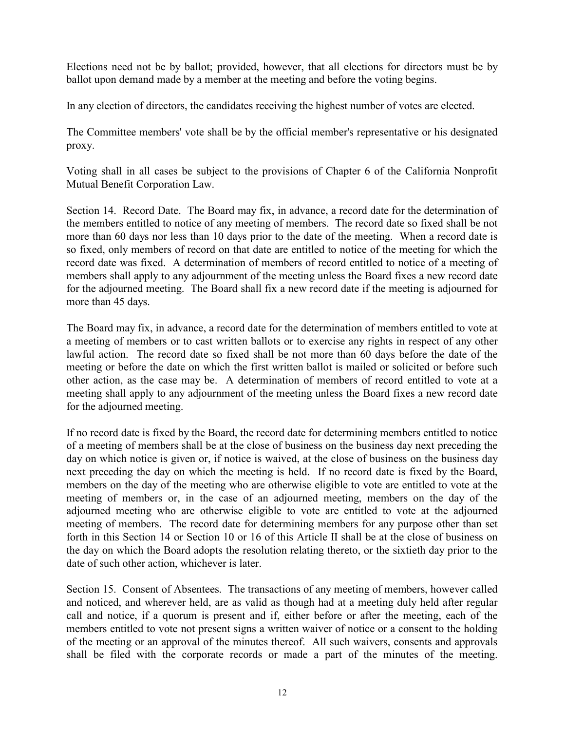Elections need not be by ballot; provided, however, that all elections for directors must be by ballot upon demand made by a member at the meeting and before the voting begins.

In any election of directors, the candidates receiving the highest number of votes are elected.

The Committee members' vote shall be by the official member's representative or his designated proxy.

Voting shall in all cases be subject to the provisions of Chapter 6 of the California Nonprofit Mutual Benefit Corporation Law.

Section 14. Record Date. The Board may fix, in advance, a record date for the determination of the members entitled to notice of any meeting of members. The record date so fixed shall be not more than 60 days nor less than 10 days prior to the date of the meeting. When a record date is so fixed, only members of record on that date are entitled to notice of the meeting for which the record date was fixed. A determination of members of record entitled to notice of a meeting of members shall apply to any adjournment of the meeting unless the Board fixes a new record date for the adjourned meeting. The Board shall fix a new record date if the meeting is adjourned for more than 45 days.

The Board may fix, in advance, a record date for the determination of members entitled to vote at a meeting of members or to cast written ballots or to exercise any rights in respect of any other lawful action. The record date so fixed shall be not more than 60 days before the date of the meeting or before the date on which the first written ballot is mailed or solicited or before such other action, as the case may be. A determination of members of record entitled to vote at a meeting shall apply to any adjournment of the meeting unless the Board fixes a new record date for the adjourned meeting.

If no record date is fixed by the Board, the record date for determining members entitled to notice of a meeting of members shall be at the close of business on the business day next preceding the day on which notice is given or, if notice is waived, at the close of business on the business day next preceding the day on which the meeting is held. If no record date is fixed by the Board, members on the day of the meeting who are otherwise eligible to vote are entitled to vote at the meeting of members or, in the case of an adjourned meeting, members on the day of the adjourned meeting who are otherwise eligible to vote are entitled to vote at the adjourned meeting of members. The record date for determining members for any purpose other than set forth in this Section 14 or Section 10 or 16 of this Article II shall be at the close of business on the day on which the Board adopts the resolution relating thereto, or the sixtieth day prior to the date of such other action, whichever is later.

Section 15. Consent of Absentees. The transactions of any meeting of members, however called and noticed, and wherever held, are as valid as though had at a meeting duly held after regular call and notice, if a quorum is present and if, either before or after the meeting, each of the members entitled to vote not present signs a written waiver of notice or a consent to the holding of the meeting or an approval of the minutes thereof. All such waivers, consents and approvals shall be filed with the corporate records or made a part of the minutes of the meeting.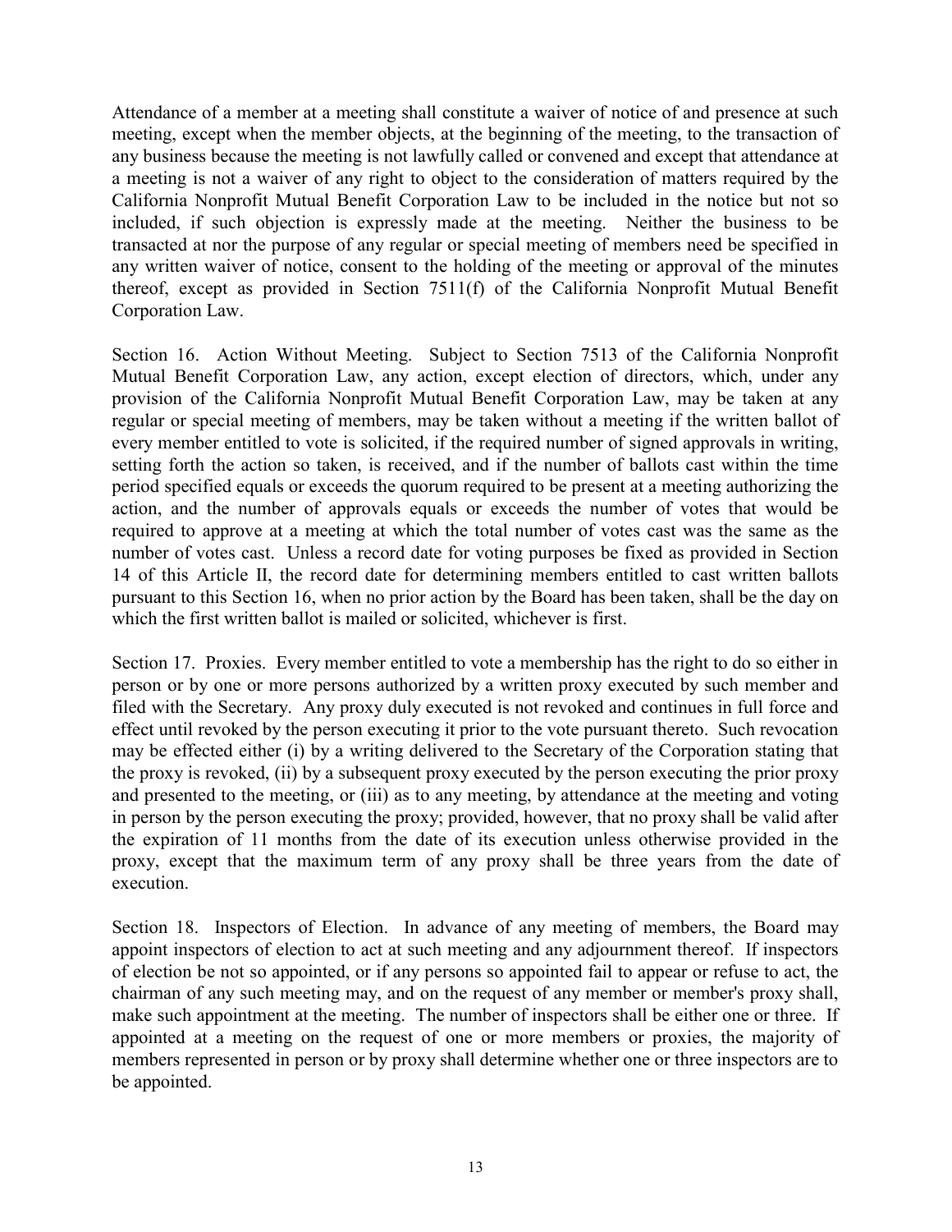Attendance of a member at a meeting shall constitute a waiver of notice of and presence at such meeting, except when the member objects, at the beginning of the meeting, to the transaction of any business because the meeting is not lawfully called or convened and except that attendance at a meeting is not a waiver of any right to object to the consideration of matters required by the California Nonprofit Mutual Benefit Corporation Law to be included in the notice but not so included, if such objection is expressly made at the meeting. Neither the business to be transacted at nor the purpose of any regular or special meeting of members need be specified in any written waiver of notice, consent to the holding of the meeting or approval of the minutes thereof, except as provided in Section 7511(f) of the California Nonprofit Mutual Benefit Corporation Law.

Section 16. Action Without Meeting. Subject to Section 7513 of the California Nonprofit Mutual Benefit Corporation Law, any action, except election of directors, which, under any provision of the California Nonprofit Mutual Benefit Corporation Law, may be taken at any regular or special meeting of members, may be taken without a meeting if the written ballot of every member entitled to vote is solicited, if the required number of signed approvals in writing, setting forth the action so taken, is received, and if the number of ballots cast within the time period specified equals or exceeds the quorum required to be present at a meeting authorizing the action, and the number of approvals equals or exceeds the number of votes that would be required to approve at a meeting at which the total number of votes cast was the same as the number of votes cast. Unless a record date for voting purposes be fixed as provided in Section 14 of this Article II, the record date for determining members entitled to cast written ballots pursuant to this Section 16, when no prior action by the Board has been taken, shall be the day on which the first written ballot is mailed or solicited, whichever is first.

Section 17. Proxies. Every member entitled to vote a membership has the right to do so either in person or by one or more persons authorized by a written proxy executed by such member and filed with the Secretary. Any proxy duly executed is not revoked and continues in full force and effect until revoked by the person executing it prior to the vote pursuant thereto. Such revocation may be effected either (i) by a writing delivered to the Secretary of the Corporation stating that the proxy is revoked, (ii) by a subsequent proxy executed by the person executing the prior proxy and presented to the meeting, or (iii) as to any meeting, by attendance at the meeting and voting in person by the person executing the proxy; provided, however, that no proxy shall be valid after the expiration of 11 months from the date of its execution unless otherwise provided in the proxy, except that the maximum term of any proxy shall be three years from the date of execution.

Section 18. Inspectors of Election. In advance of any meeting of members, the Board may appoint inspectors of election to act at such meeting and any adjournment thereof. If inspectors of election be not so appointed, or if any persons so appointed fail to appear or refuse to act, the chairman of any such meeting may, and on the request of any member or member's proxy shall, make such appointment at the meeting. The number of inspectors shall be either one or three. If appointed at a meeting on the request of one or more members or proxies, the majority of members represented in person or by proxy shall determine whether one or three inspectors are to be appointed.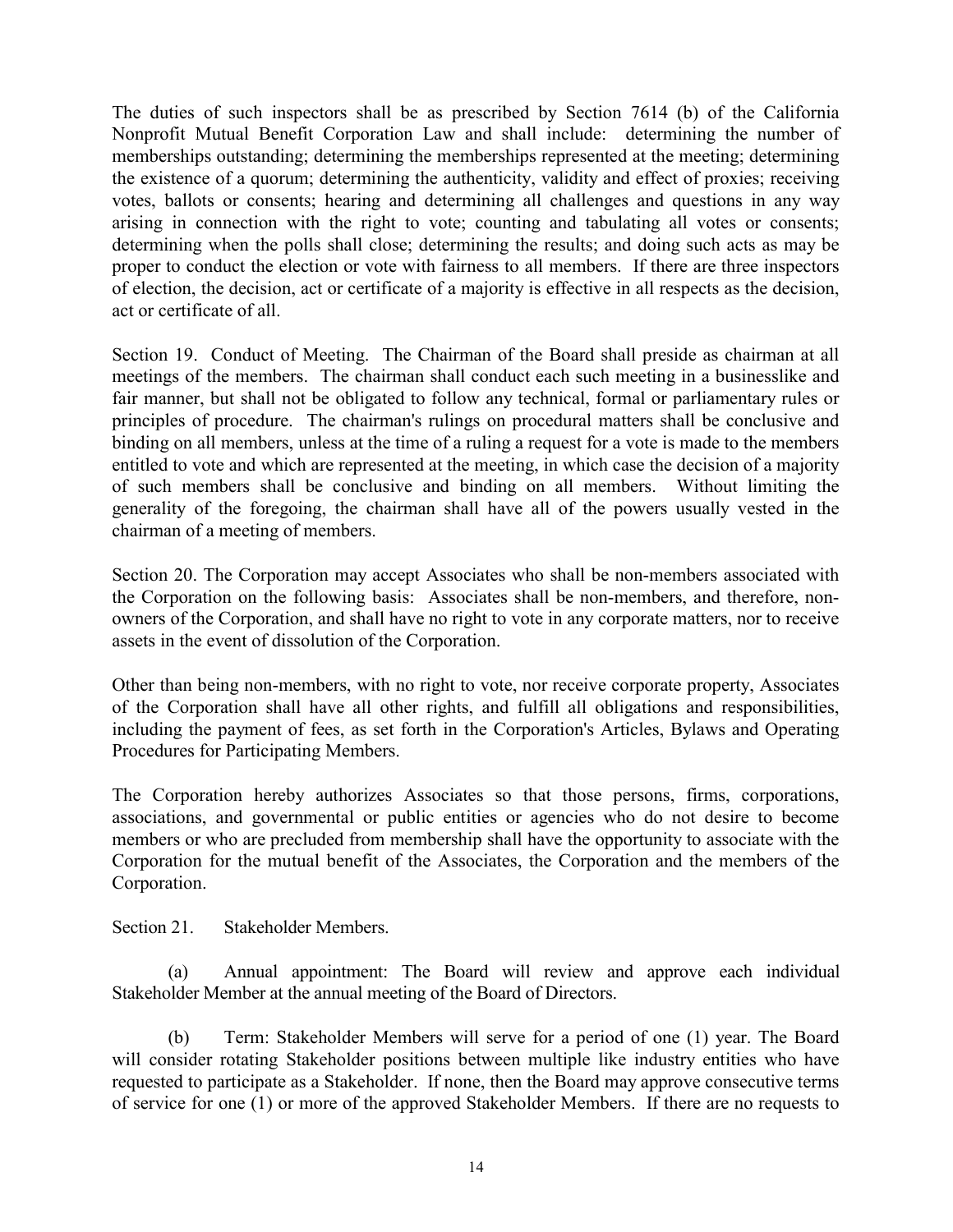The duties of such inspectors shall be as prescribed by Section 7614 (b) of the California Nonprofit Mutual Benefit Corporation Law and shall include: determining the number of memberships outstanding; determining the memberships represented at the meeting; determining the existence of a quorum; determining the authenticity, validity and effect of proxies; receiving votes, ballots or consents; hearing and determining all challenges and questions in any way arising in connection with the right to vote; counting and tabulating all votes or consents; determining when the polls shall close; determining the results; and doing such acts as may be proper to conduct the election or vote with fairness to all members. If there are three inspectors of election, the decision, act or certificate of a majority is effective in all respects as the decision, act or certificate of all.

Section 19. Conduct of Meeting. The Chairman of the Board shall preside as chairman at all meetings of the members. The chairman shall conduct each such meeting in a businesslike and fair manner, but shall not be obligated to follow any technical, formal or parliamentary rules or principles of procedure. The chairman's rulings on procedural matters shall be conclusive and binding on all members, unless at the time of a ruling a request for a vote is made to the members entitled to vote and which are represented at the meeting, in which case the decision of a majority of such members shall be conclusive and binding on all members. Without limiting the generality of the foregoing, the chairman shall have all of the powers usually vested in the chairman of a meeting of members.

Section 20. The Corporation may accept Associates who shall be non-members associated with the Corporation on the following basis: Associates shall be non-members, and therefore, non-owners of the Corporation, and shall have no right to vote in any corporate matters, nor to receive assets in the event of dissolution of the Corporation.

Other than being non-members, with no right to vote, nor receive corporate property, Associates of the Corporation shall have all other rights, and fulfill all obligations and responsibilities, including the payment of fees, as set forth in the Corporation's Articles, Bylaws and Operating Procedures for Participating Members.

The Corporation hereby authorizes Associates so that those persons, firms, corporations, associations, and governmental or public entities or agencies who do not desire to become members or who are precluded from membership shall have the opportunity to associate with the Corporation for the mutual benefit of the Associates, the Corporation and the members of the Corporation.

Section 21. Stakeholder Members.

(a) Annual appointment: The Board will review and approve each individual Stakeholder Member at the annual meeting of the Board of Directors.

(b) Term: Stakeholder Members will serve for a period of one (1) year. The Board will consider rotating Stakeholder positions between multiple like industry entities who have requested to participate as a Stakeholder. If none, then the Board may approve consecutive terms of service for one (1) or more of the approved Stakeholder Members. If there are no requests to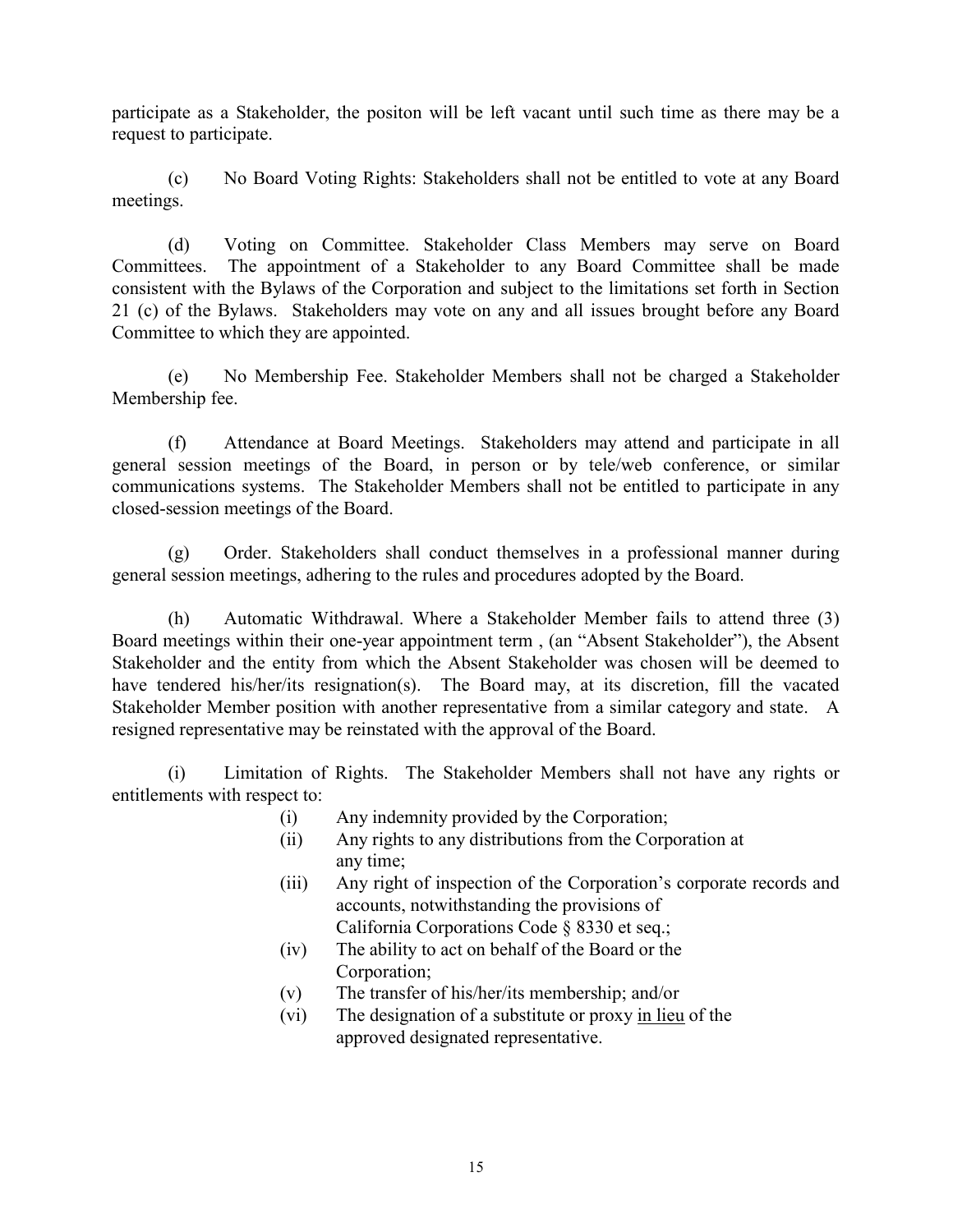participate as a Stakeholder, the positon will be left vacant until such time as there may be a request to participate.

(c) No Board Voting Rights: Stakeholders shall not be entitled to vote at any Board meetings.

(d) Voting on Committee. Stakeholder Class Members may serve on Board Committees. The appointment of a Stakeholder to any Board Committee shall be made consistent with the Bylaws of the Corporation and subject to the limitations set forth in Section 21 (c) of the Bylaws. Stakeholders may vote on any and all issues brought before any Board Committee to which they are appointed.

(e) No Membership Fee. Stakeholder Members shall not be charged a Stakeholder Membership fee.

(f) Attendance at Board Meetings. Stakeholders may attend and participate in all general session meetings of the Board, in person or by tele/web conference, or similar communications systems. The Stakeholder Members shall not be entitled to participate in any closed-session meetings of the Board.

(g) Order. Stakeholders shall conduct themselves in a professional manner during general session meetings, adhering to the rules and procedures adopted by the Board.

(h) Automatic Withdrawal. Where a Stakeholder Member fails to attend three (3) Board meetings within their one-year appointment term , (an "Absent Stakeholder"), the Absent Stakeholder and the entity from which the Absent Stakeholder was chosen will be deemed to have tendered his/her/its resignation(s). The Board may, at its discretion, fill the vacated Stakeholder Member position with another representative from a similar category and state. A resigned representative may be reinstated with the approval of the Board.

(i) Limitation of Rights. The Stakeholder Members shall not have any rights or entitlements with respect to:

- (i) Any indemnity provided by the Corporation;
- (ii) Any rights to any distributions from the Corporation at any time;
- (iii) Any right of inspection of the Corporation's corporate records and accounts, notwithstanding the provisions of California Corporations Code § 8330 et seq.;
- (iv) The ability to act on behalf of the Board or the Corporation;
- (v) The transfer of his/her/its membership; and/or
- (vi) The designation of a substitute or proxy in lieu of the approved designated representative.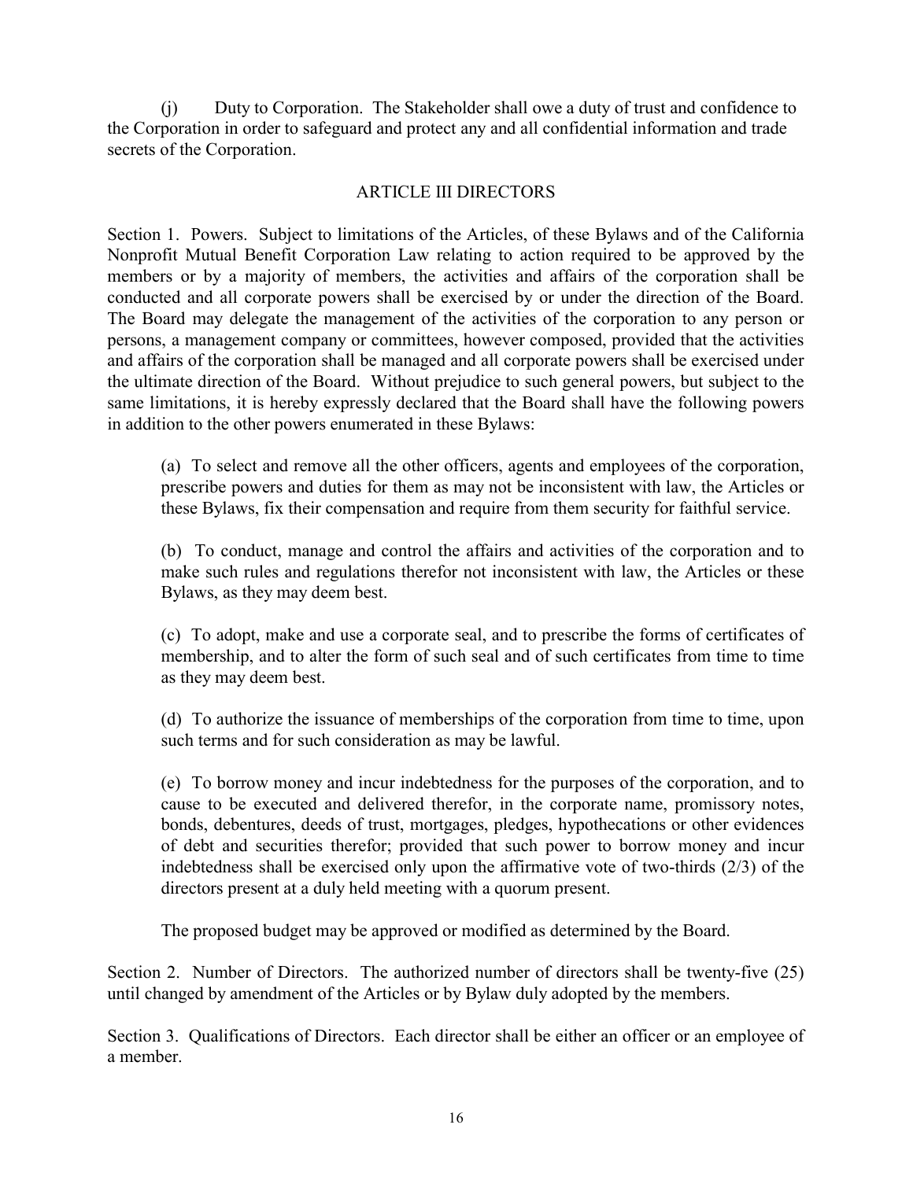(j) Duty to Corporation. The Stakeholder shall owe a duty of trust and confidence to the Corporation in order to safeguard and protect any and all confidential information and trade secrets of the Corporation.

## ARTICLE III DIRECTORS

Section 1. Powers. Subject to limitations of the Articles, of these Bylaws and of the California Nonprofit Mutual Benefit Corporation Law relating to action required to be approved by the members or by a majority of members, the activities and affairs of the corporation shall be conducted and all corporate powers shall be exercised by or under the direction of the Board. The Board may delegate the management of the activities of the corporation to any person or persons, a management company or committees, however composed, provided that the activities and affairs of the corporation shall be managed and all corporate powers shall be exercised under the ultimate direction of the Board. Without prejudice to such general powers, but subject to the same limitations, it is hereby expressly declared that the Board shall have the following powers in addition to the other powers enumerated in these Bylaws:

(a) To select and remove all the other officers, agents and employees of the corporation, prescribe powers and duties for them as may not be inconsistent with law, the Articles or these Bylaws, fix their compensation and require from them security for faithful service.

(b) To conduct, manage and control the affairs and activities of the corporation and to make such rules and regulations therefor not inconsistent with law, the Articles or these Bylaws, as they may deem best.

(c) To adopt, make and use a corporate seal, and to prescribe the forms of certificates of membership, and to alter the form of such seal and of such certificates from time to time as they may deem best.

(d) To authorize the issuance of memberships of the corporation from time to time, upon such terms and for such consideration as may be lawful.

(e) To borrow money and incur indebtedness for the purposes of the corporation, and to cause to be executed and delivered therefor, in the corporate name, promissory notes, bonds, debentures, deeds of trust, mortgages, pledges, hypothecations or other evidences of debt and securities therefor; provided that such power to borrow money and incur indebtedness shall be exercised only upon the affirmative vote of two-thirds (2/3) of the directors present at a duly held meeting with a quorum present.

The proposed budget may be approved or modified as determined by the Board.

Section 2. Number of Directors. The authorized number of directors shall be twenty-five (25) until changed by amendment of the Articles or by Bylaw duly adopted by the members.

Section 3. Qualifications of Directors. Each director shall be either an officer or an employee of a member.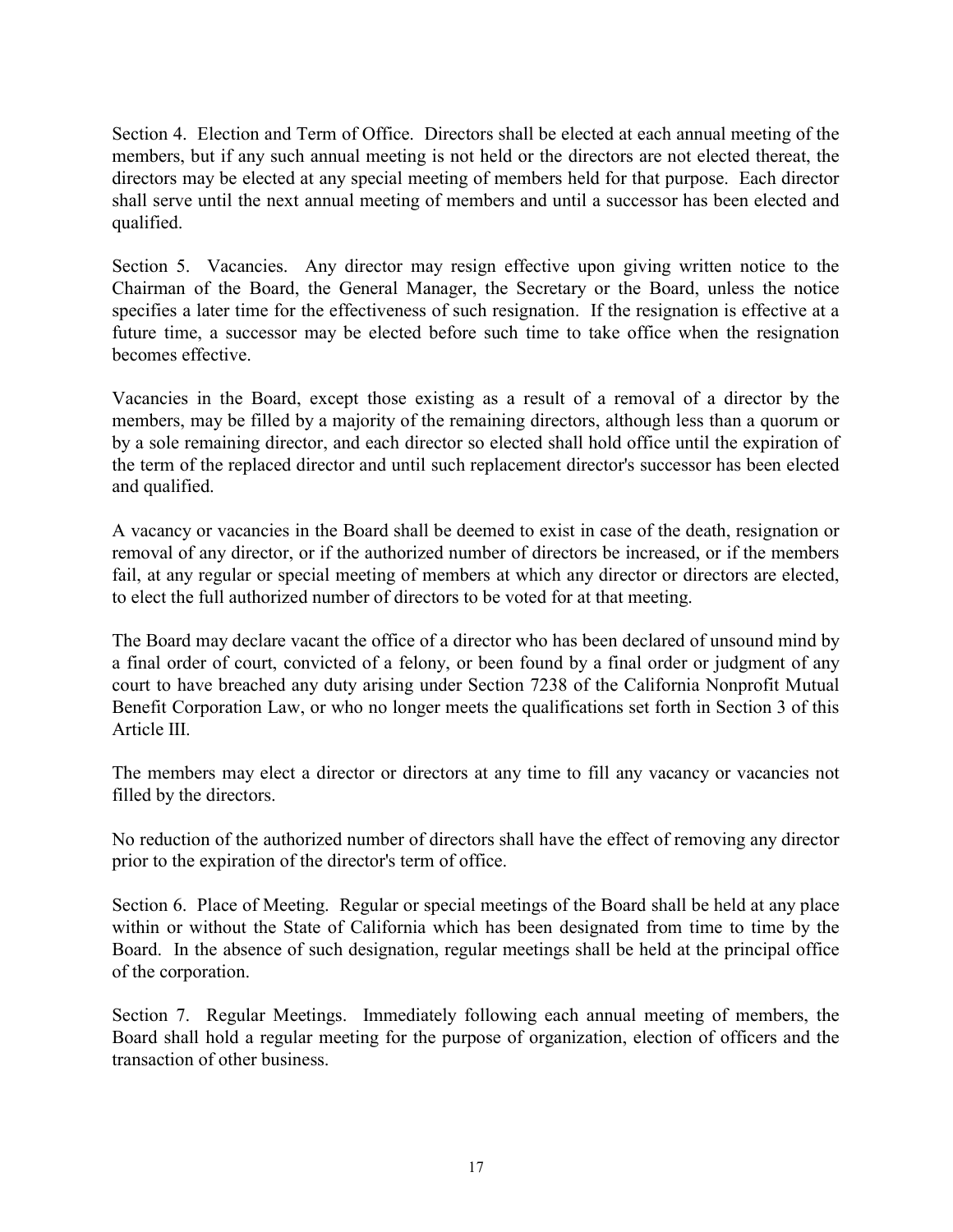Section 4. Election and Term of Office. Directors shall be elected at each annual meeting of the members, but if any such annual meeting is not held or the directors are not elected thereat, the directors may be elected at any special meeting of members held for that purpose. Each director shall serve until the next annual meeting of members and until a successor has been elected and qualified.

Section 5. Vacancies. Any director may resign effective upon giving written notice to the Chairman of the Board, the General Manager, the Secretary or the Board, unless the notice specifies a later time for the effectiveness of such resignation. If the resignation is effective at a future time, a successor may be elected before such time to take office when the resignation becomes effective.

Vacancies in the Board, except those existing as a result of a removal of a director by the members, may be filled by a majority of the remaining directors, although less than a quorum or by a sole remaining director, and each director so elected shall hold office until the expiration of the term of the replaced director and until such replacement director's successor has been elected and qualified.

A vacancy or vacancies in the Board shall be deemed to exist in case of the death, resignation or removal of any director, or if the authorized number of directors be increased, or if the members fail, at any regular or special meeting of members at which any director or directors are elected, to elect the full authorized number of directors to be voted for at that meeting.

The Board may declare vacant the office of a director who has been declared of unsound mind by a final order of court, convicted of a felony, or been found by a final order or judgment of any court to have breached any duty arising under Section 7238 of the California Nonprofit Mutual Benefit Corporation Law, or who no longer meets the qualifications set forth in Section 3 of this Article III.

The members may elect a director or directors at any time to fill any vacancy or vacancies not filled by the directors.

No reduction of the authorized number of directors shall have the effect of removing any director prior to the expiration of the director's term of office.

Section 6. Place of Meeting. Regular or special meetings of the Board shall be held at any place within or without the State of California which has been designated from time to time by the Board. In the absence of such designation, regular meetings shall be held at the principal office of the corporation.

Section 7. Regular Meetings. Immediately following each annual meeting of members, the Board shall hold a regular meeting for the purpose of organization, election of officers and the transaction of other business.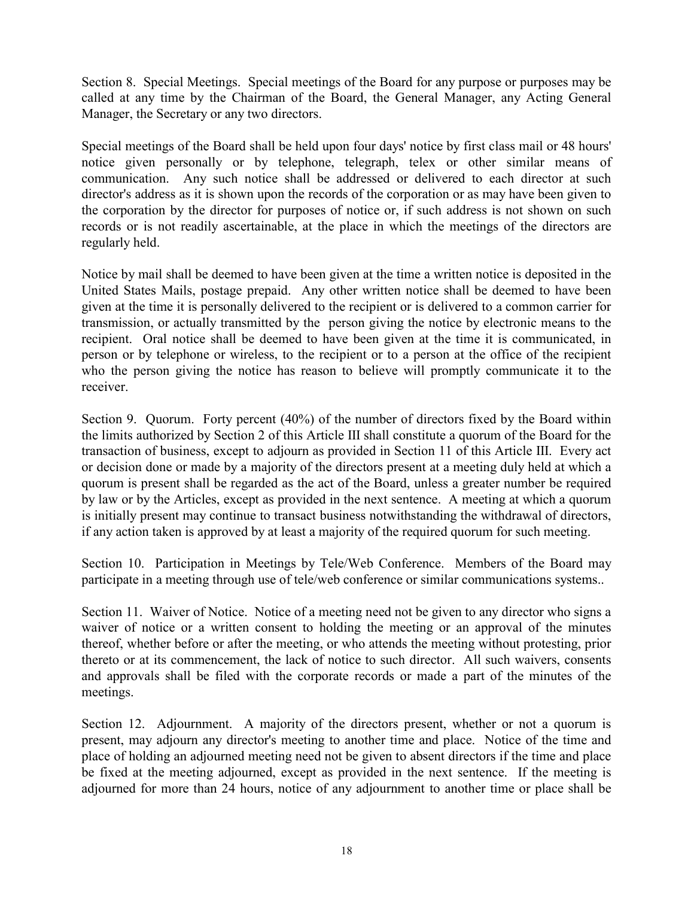Section 8. Special Meetings. Special meetings of the Board for any purpose or purposes may be called at any time by the Chairman of the Board, the General Manager, any Acting General Manager, the Secretary or any two directors.

Special meetings of the Board shall be held upon four days' notice by first class mail or 48 hours' notice given personally or by telephone, telegraph, telex or other similar means of communication. Any such notice shall be addressed or delivered to each director at such director's address as it is shown upon the records of the corporation or as may have been given to the corporation by the director for purposes of notice or, if such address is not shown on such records or is not readily ascertainable, at the place in which the meetings of the directors are regularly held.

Notice by mail shall be deemed to have been given at the time a written notice is deposited in the United States Mails, postage prepaid. Any other written notice shall be deemed to have been given at the time it is personally delivered to the recipient or is delivered to a common carrier for transmission, or actually transmitted by the person giving the notice by electronic means to the recipient. Oral notice shall be deemed to have been given at the time it is communicated, in person or by telephone or wireless, to the recipient or to a person at the office of the recipient who the person giving the notice has reason to believe will promptly communicate it to the receiver.

Section 9. Quorum. Forty percent (40%) of the number of directors fixed by the Board within the limits authorized by Section 2 of this Article III shall constitute a quorum of the Board for the transaction of business, except to adjourn as provided in Section 11 of this Article III. Every act or decision done or made by a majority of the directors present at a meeting duly held at which a quorum is present shall be regarded as the act of the Board, unless a greater number be required by law or by the Articles, except as provided in the next sentence. A meeting at which a quorum is initially present may continue to transact business notwithstanding the withdrawal of directors, if any action taken is approved by at least a majority of the required quorum for such meeting.

Section 10. Participation in Meetings by Tele/Web Conference. Members of the Board may participate in a meeting through use of tele/web conference or similar communications systems..

Section 11. Waiver of Notice. Notice of a meeting need not be given to any director who signs a waiver of notice or a written consent to holding the meeting or an approval of the minutes thereof, whether before or after the meeting, or who attends the meeting without protesting, prior thereto or at its commencement, the lack of notice to such director. All such waivers, consents and approvals shall be filed with the corporate records or made a part of the minutes of the meetings.

Section 12. Adjournment. A majority of the directors present, whether or not a quorum is present, may adjourn any director's meeting to another time and place. Notice of the time and place of holding an adjourned meeting need not be given to absent directors if the time and place be fixed at the meeting adjourned, except as provided in the next sentence. If the meeting is adjourned for more than 24 hours, notice of any adjournment to another time or place shall be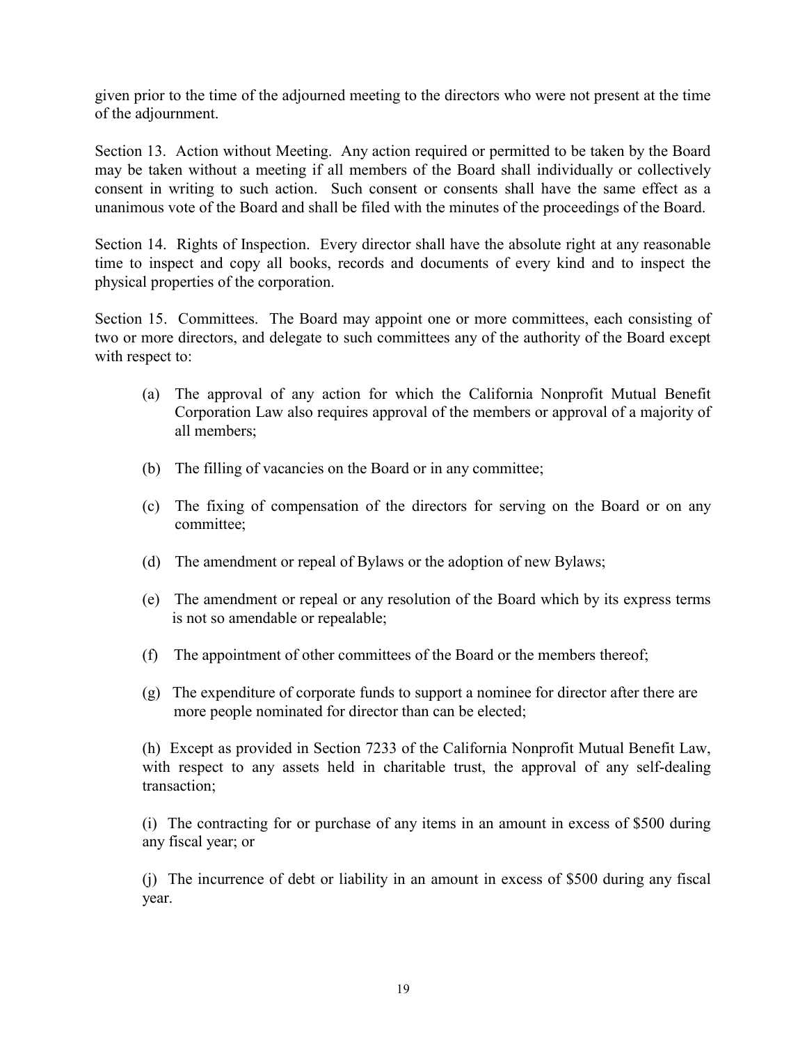given prior to the time of the adjourned meeting to the directors who were not present at the time of the adjournment.

Section 13. Action without Meeting. Any action required or permitted to be taken by the Board may be taken without a meeting if all members of the Board shall individually or collectively consent in writing to such action. Such consent or consents shall have the same effect as a unanimous vote of the Board and shall be filed with the minutes of the proceedings of the Board.

Section 14. Rights of Inspection. Every director shall have the absolute right at any reasonable time to inspect and copy all books, records and documents of every kind and to inspect the physical properties of the corporation.

Section 15. Committees. The Board may appoint one or more committees, each consisting of two or more directors, and delegate to such committees any of the authority of the Board except with respect to:

(a) The approval of any action for which the California Nonprofit Mutual Benefit Corporation Law also requires approval of the members or approval of a majority of all members;

(b) The filling of vacancies on the Board or in any committee;

(c) The fixing of compensation of the directors for serving on the Board or on any committee;

(d) The amendment or repeal of Bylaws or the adoption of new Bylaws;

(e) The amendment or repeal or any resolution of the Board which by its express terms is not so amendable or repealable;

(f) The appointment of other committees of the Board or the members thereof;

(g) The expenditure of corporate funds to support a nominee for director after there are more people nominated for director than can be elected;

(h) Except as provided in Section 7233 of the California Nonprofit Mutual Benefit Law, with respect to any assets held in charitable trust, the approval of any self-dealing transaction;

(i) The contracting for or purchase of any items in an amount in excess of $500 during any fiscal year; or

(j) The incurrence of debt or liability in an amount in excess of $500 during any fiscal year.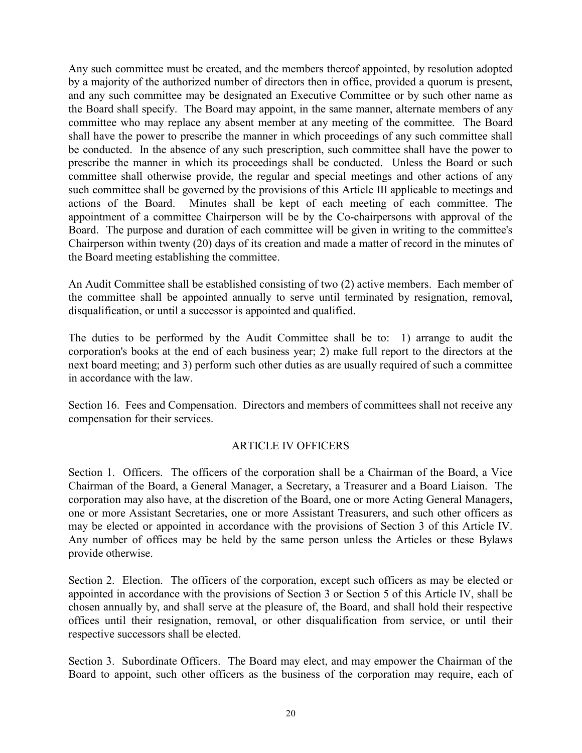Any such committee must be created, and the members thereof appointed, by resolution adopted by a majority of the authorized number of directors then in office, provided a quorum is present, and any such committee may be designated an Executive Committee or by such other name as the Board shall specify. The Board may appoint, in the same manner, alternate members of any committee who may replace any absent member at any meeting of the committee. The Board shall have the power to prescribe the manner in which proceedings of any such committee shall be conducted. In the absence of any such prescription, such committee shall have the power to prescribe the manner in which its proceedings shall be conducted. Unless the Board or such committee shall otherwise provide, the regular and special meetings and other actions of any such committee shall be governed by the provisions of this Article III applicable to meetings and actions of the Board. Minutes shall be kept of each meeting of each committee. The appointment of a committee Chairperson will be by the Co-chairpersons with approval of the Board. The purpose and duration of each committee will be given in writing to the committee's Chairperson within twenty (20) days of its creation and made a matter of record in the minutes of the Board meeting establishing the committee.

An Audit Committee shall be established consisting of two (2) active members. Each member of the committee shall be appointed annually to serve until terminated by resignation, removal, disqualification, or until a successor is appointed and qualified.

The duties to be performed by the Audit Committee shall be to: 1) arrange to audit the corporation's books at the end of each business year; 2) make full report to the directors at the next board meeting; and 3) perform such other duties as are usually required of such a committee in accordance with the law.

Section 16. Fees and Compensation. Directors and members of committees shall not receive any compensation for their services.

## ARTICLE IV OFFICERS

Section 1. Officers. The officers of the corporation shall be a Chairman of the Board, a Vice Chairman of the Board, a General Manager, a Secretary, a Treasurer and a Board Liaison. The corporation may also have, at the discretion of the Board, one or more Acting General Managers, one or more Assistant Secretaries, one or more Assistant Treasurers, and such other officers as may be elected or appointed in accordance with the provisions of Section 3 of this Article IV. Any number of offices may be held by the same person unless the Articles or these Bylaws provide otherwise.

Section 2. Election. The officers of the corporation, except such officers as may be elected or appointed in accordance with the provisions of Section 3 or Section 5 of this Article IV, shall be chosen annually by, and shall serve at the pleasure of, the Board, and shall hold their respective offices until their resignation, removal, or other disqualification from service, or until their respective successors shall be elected.

Section 3. Subordinate Officers. The Board may elect, and may empower the Chairman of the Board to appoint, such other officers as the business of the corporation may require, each of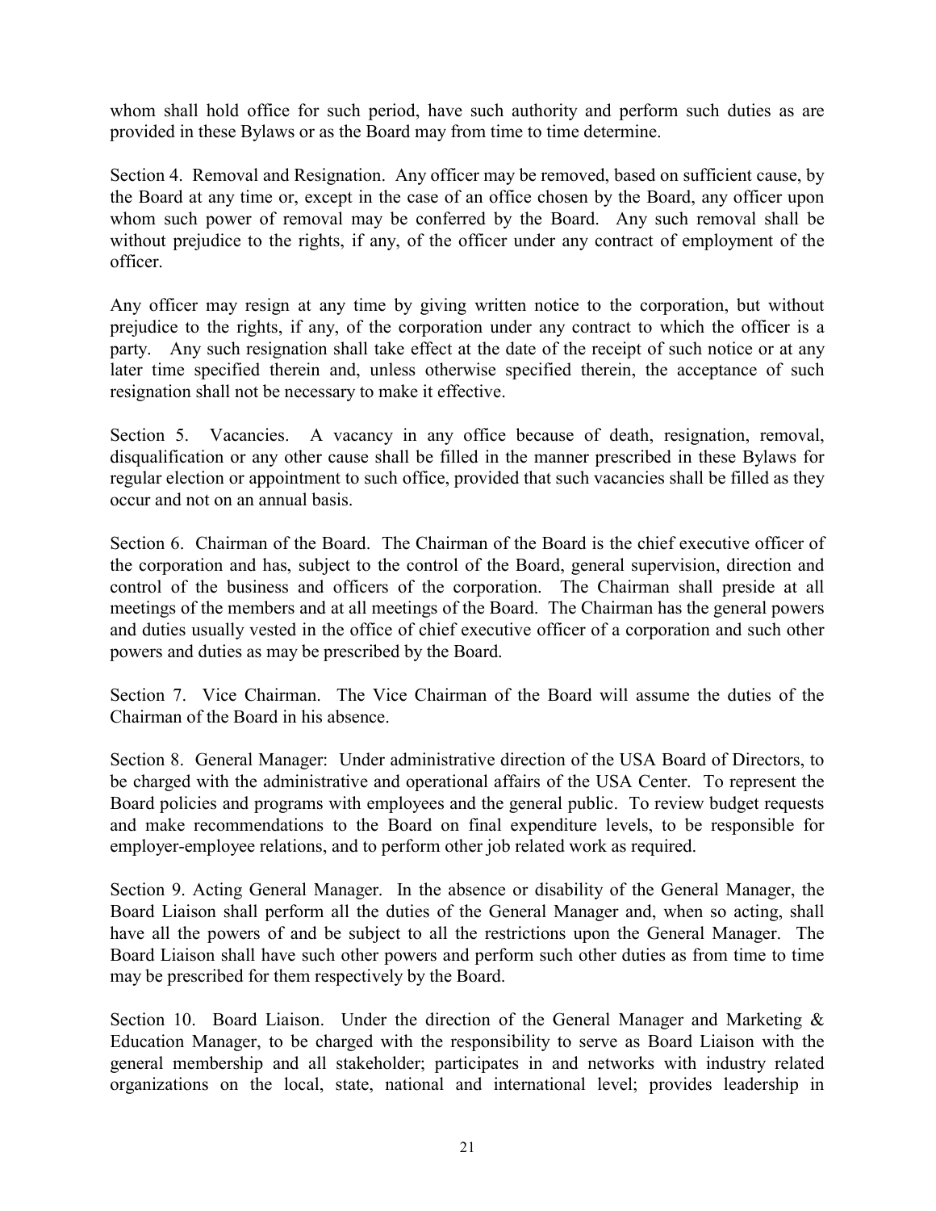whom shall hold office for such period, have such authority and perform such duties as are provided in these Bylaws or as the Board may from time to time determine.

Section 4. Removal and Resignation. Any officer may be removed, based on sufficient cause, by the Board at any time or, except in the case of an office chosen by the Board, any officer upon whom such power of removal may be conferred by the Board. Any such removal shall be without prejudice to the rights, if any, of the officer under any contract of employment of the officer.

Any officer may resign at any time by giving written notice to the corporation, but without prejudice to the rights, if any, of the corporation under any contract to which the officer is a party. Any such resignation shall take effect at the date of the receipt of such notice or at any later time specified therein and, unless otherwise specified therein, the acceptance of such resignation shall not be necessary to make it effective.

Section 5. Vacancies. A vacancy in any office because of death, resignation, removal, disqualification or any other cause shall be filled in the manner prescribed in these Bylaws for regular election or appointment to such office, provided that such vacancies shall be filled as they occur and not on an annual basis.

Section 6. Chairman of the Board. The Chairman of the Board is the chief executive officer of the corporation and has, subject to the control of the Board, general supervision, direction and control of the business and officers of the corporation. The Chairman shall preside at all meetings of the members and at all meetings of the Board. The Chairman has the general powers and duties usually vested in the office of chief executive officer of a corporation and such other powers and duties as may be prescribed by the Board.

Section 7. Vice Chairman. The Vice Chairman of the Board will assume the duties of the Chairman of the Board in his absence.

Section 8. General Manager: Under administrative direction of the USA Board of Directors, to be charged with the administrative and operational affairs of the USA Center. To represent the Board policies and programs with employees and the general public. To review budget requests and make recommendations to the Board on final expenditure levels, to be responsible for employer-employee relations, and to perform other job related work as required.

Section 9. Acting General Manager. In the absence or disability of the General Manager, the Board Liaison shall perform all the duties of the General Manager and, when so acting, shall have all the powers of and be subject to all the restrictions upon the General Manager. The Board Liaison shall have such other powers and perform such other duties as from time to time may be prescribed for them respectively by the Board.

Section 10. Board Liaison. Under the direction of the General Manager and Marketing & Education Manager, to be charged with the responsibility to serve as Board Liaison with the general membership and all stakeholder; participates in and networks with industry related organizations on the local, state, national and international level; provides leadership in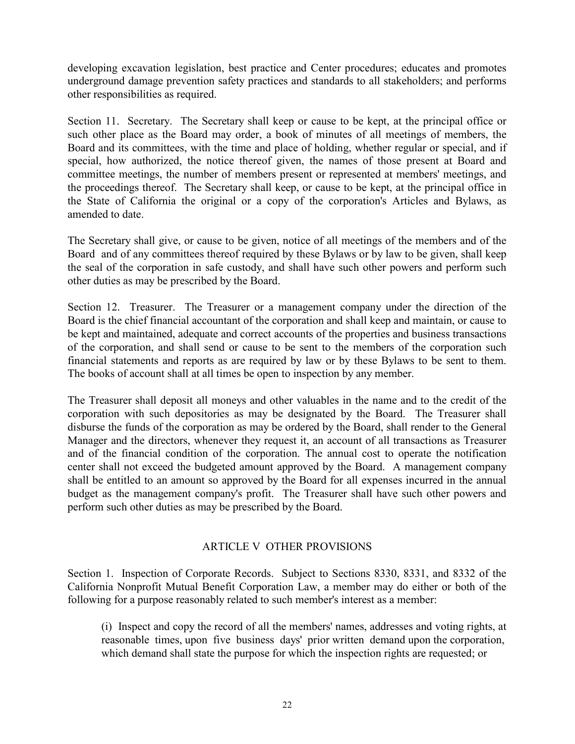developing excavation legislation, best practice and Center procedures; educates and promotes underground damage prevention safety practices and standards to all stakeholders; and performs other responsibilities as required.

Section 11. Secretary. The Secretary shall keep or cause to be kept, at the principal office or such other place as the Board may order, a book of minutes of all meetings of members, the Board and its committees, with the time and place of holding, whether regular or special, and if special, how authorized, the notice thereof given, the names of those present at Board and committee meetings, the number of members present or represented at members' meetings, and the proceedings thereof. The Secretary shall keep, or cause to be kept, at the principal office in the State of California the original or a copy of the corporation's Articles and Bylaws, as amended to date.

The Secretary shall give, or cause to be given, notice of all meetings of the members and of the Board and of any committees thereof required by these Bylaws or by law to be given, shall keep the seal of the corporation in safe custody, and shall have such other powers and perform such other duties as may be prescribed by the Board.

Section 12. Treasurer. The Treasurer or a management company under the direction of the Board is the chief financial accountant of the corporation and shall keep and maintain, or cause to be kept and maintained, adequate and correct accounts of the properties and business transactions of the corporation, and shall send or cause to be sent to the members of the corporation such financial statements and reports as are required by law or by these Bylaws to be sent to them. The books of account shall at all times be open to inspection by any member.

The Treasurer shall deposit all moneys and other valuables in the name and to the credit of the corporation with such depositories as may be designated by the Board. The Treasurer shall disburse the funds of the corporation as may be ordered by the Board, shall render to the General Manager and the directors, whenever they request it, an account of all transactions as Treasurer and of the financial condition of the corporation. The annual cost to operate the notification center shall not exceed the budgeted amount approved by the Board. A management company shall be entitled to an amount so approved by the Board for all expenses incurred in the annual budget as the management company's profit. The Treasurer shall have such other powers and perform such other duties as may be prescribed by the Board.

## ARTICLE V OTHER PROVISIONS

Section 1. Inspection of Corporate Records. Subject to Sections 8330, 8331, and 8332 of the California Nonprofit Mutual Benefit Corporation Law, a member may do either or both of the following for a purpose reasonably related to such member's interest as a member:

(i) Inspect and copy the record of all the members' names, addresses and voting rights, at reasonable times, upon five business days' prior written demand upon the corporation, which demand shall state the purpose for which the inspection rights are requested; or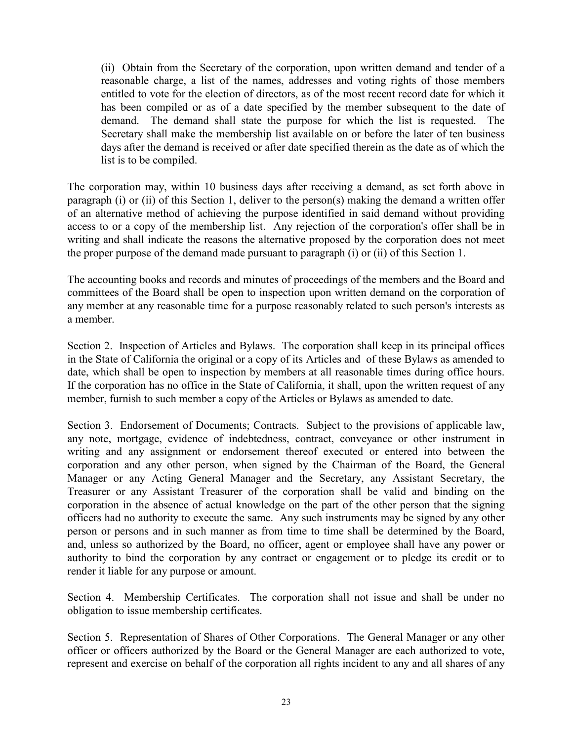(ii) Obtain from the Secretary of the corporation, upon written demand and tender of a reasonable charge, a list of the names, addresses and voting rights of those members entitled to vote for the election of directors, as of the most recent record date for which it has been compiled or as of a date specified by the member subsequent to the date of demand. The demand shall state the purpose for which the list is requested. The Secretary shall make the membership list available on or before the later of ten business days after the demand is received or after date specified therein as the date as of which the list is to be compiled.

The corporation may, within 10 business days after receiving a demand, as set forth above in paragraph (i) or (ii) of this Section 1, deliver to the person(s) making the demand a written offer of an alternative method of achieving the purpose identified in said demand without providing access to or a copy of the membership list. Any rejection of the corporation's offer shall be in writing and shall indicate the reasons the alternative proposed by the corporation does not meet the proper purpose of the demand made pursuant to paragraph (i) or (ii) of this Section 1.

The accounting books and records and minutes of proceedings of the members and the Board and committees of the Board shall be open to inspection upon written demand on the corporation of any member at any reasonable time for a purpose reasonably related to such person's interests as a member.

Section 2. Inspection of Articles and Bylaws. The corporation shall keep in its principal offices in the State of California the original or a copy of its Articles and of these Bylaws as amended to date, which shall be open to inspection by members at all reasonable times during office hours. If the corporation has no office in the State of California, it shall, upon the written request of any member, furnish to such member a copy of the Articles or Bylaws as amended to date.

Section 3. Endorsement of Documents; Contracts. Subject to the provisions of applicable law, any note, mortgage, evidence of indebtedness, contract, conveyance or other instrument in writing and any assignment or endorsement thereof executed or entered into between the corporation and any other person, when signed by the Chairman of the Board, the General Manager or any Acting General Manager and the Secretary, any Assistant Secretary, the Treasurer or any Assistant Treasurer of the corporation shall be valid and binding on the corporation in the absence of actual knowledge on the part of the other person that the signing officers had no authority to execute the same. Any such instruments may be signed by any other person or persons and in such manner as from time to time shall be determined by the Board, and, unless so authorized by the Board, no officer, agent or employee shall have any power or authority to bind the corporation by any contract or engagement or to pledge its credit or to render it liable for any purpose or amount.

Section 4. Membership Certificates. The corporation shall not issue and shall be under no obligation to issue membership certificates.

Section 5. Representation of Shares of Other Corporations. The General Manager or any other officer or officers authorized by the Board or the General Manager are each authorized to vote, represent and exercise on behalf of the corporation all rights incident to any and all shares of any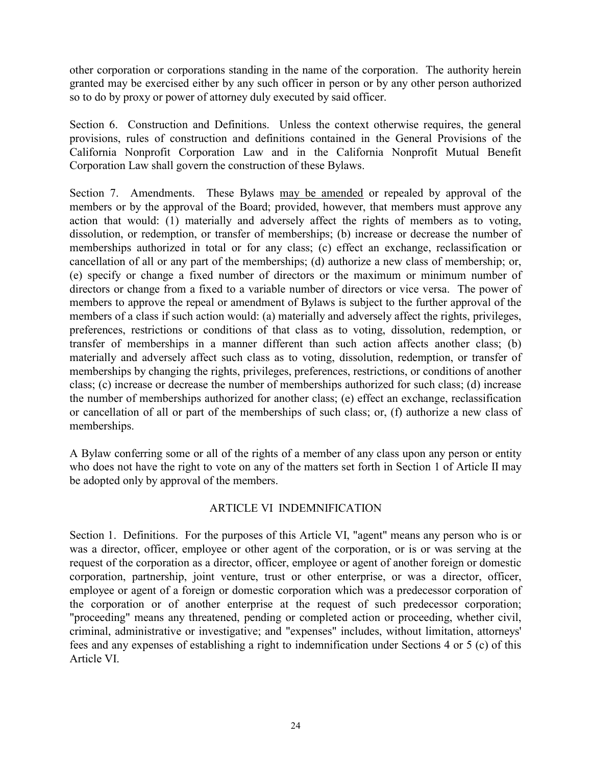other corporation or corporations standing in the name of the corporation. The authority herein granted may be exercised either by any such officer in person or by any other person authorized so to do by proxy or power of attorney duly executed by said officer.

Section 6. Construction and Definitions. Unless the context otherwise requires, the general provisions, rules of construction and definitions contained in the General Provisions of the California Nonprofit Corporation Law and in the California Nonprofit Mutual Benefit Corporation Law shall govern the construction of these Bylaws.

Section 7. Amendments. These Bylaws <u>may be amended</u> or repealed by approval of the members or by the approval of the Board; provided, however, that members must approve any action that would: (1) materially and adversely affect the rights of members as to voting, dissolution, or redemption, or transfer of memberships; (b) increase or decrease the number of memberships authorized in total or for any class; (c) effect an exchange, reclassification or cancellation of all or any part of the memberships; (d) authorize a new class of membership; or, (e) specify or change a fixed number of directors or the maximum or minimum number of directors or change from a fixed to a variable number of directors or vice versa. The power of members to approve the repeal or amendment of Bylaws is subject to the further approval of the members of a class if such action would: (a) materially and adversely affect the rights, privileges, preferences, restrictions or conditions of that class as to voting, dissolution, redemption, or transfer of memberships in a manner different than such action affects another class; (b) materially and adversely affect such class as to voting, dissolution, redemption, or transfer of memberships by changing the rights, privileges, preferences, restrictions, or conditions of another class; (c) increase or decrease the number of memberships authorized for such class; (d) increase the number of memberships authorized for another class; (e) effect an exchange, reclassification or cancellation of all or part of the memberships of such class; or, (f) authorize a new class of memberships.

A Bylaw conferring some or all of the rights of a member of any class upon any person or entity who does not have the right to vote on any of the matters set forth in Section 1 of Article II may be adopted only by approval of the members.

## ARTICLE VI INDEMNIFICATION

Section 1. Definitions. For the purposes of this Article VI, "agent" means any person who is or was a director, officer, employee or other agent of the corporation, or is or was serving at the request of the corporation as a director, officer, employee or agent of another foreign or domestic corporation, partnership, joint venture, trust or other enterprise, or was a director, officer, employee or agent of a foreign or domestic corporation which was a predecessor corporation of the corporation or of another enterprise at the request of such predecessor corporation; "proceeding" means any threatened, pending or completed action or proceeding, whether civil, criminal, administrative or investigative; and "expenses" includes, without limitation, attorneys' fees and any expenses of establishing a right to indemnification under Sections 4 or 5 (c) of this Article VI.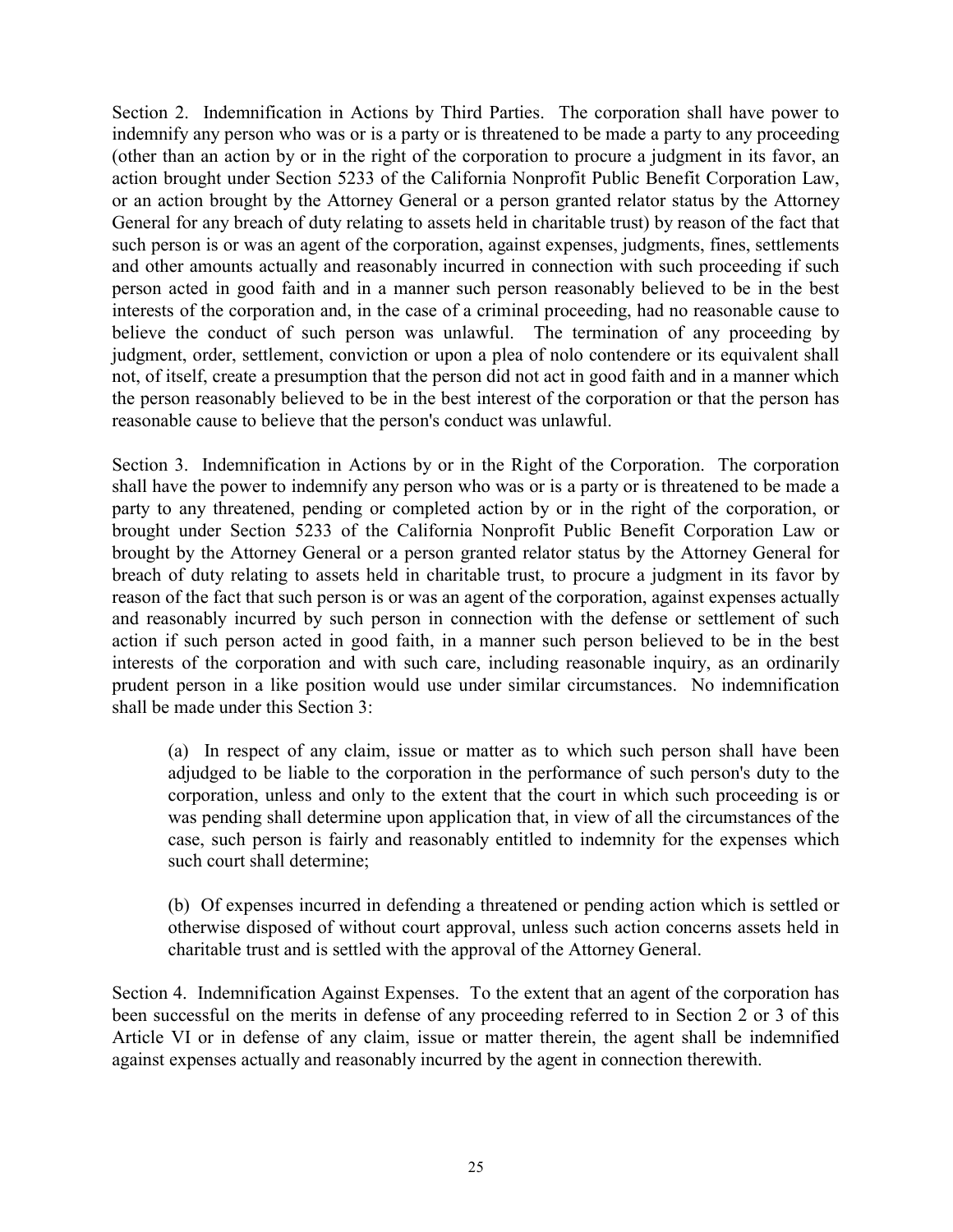Section 2. Indemnification in Actions by Third Parties. The corporation shall have power to indemnify any person who was or is a party or is threatened to be made a party to any proceeding (other than an action by or in the right of the corporation to procure a judgment in its favor, an action brought under Section 5233 of the California Nonprofit Public Benefit Corporation Law, or an action brought by the Attorney General or a person granted relator status by the Attorney General for any breach of duty relating to assets held in charitable trust) by reason of the fact that such person is or was an agent of the corporation, against expenses, judgments, fines, settlements and other amounts actually and reasonably incurred in connection with such proceeding if such person acted in good faith and in a manner such person reasonably believed to be in the best interests of the corporation and, in the case of a criminal proceeding, had no reasonable cause to believe the conduct of such person was unlawful. The termination of any proceeding by judgment, order, settlement, conviction or upon a plea of nolo contendere or its equivalent shall not, of itself, create a presumption that the person did not act in good faith and in a manner which the person reasonably believed to be in the best interest of the corporation or that the person has reasonable cause to believe that the person's conduct was unlawful.

Section 3. Indemnification in Actions by or in the Right of the Corporation. The corporation shall have the power to indemnify any person who was or is a party or is threatened to be made a party to any threatened, pending or completed action by or in the right of the corporation, or brought under Section 5233 of the California Nonprofit Public Benefit Corporation Law or brought by the Attorney General or a person granted relator status by the Attorney General for breach of duty relating to assets held in charitable trust, to procure a judgment in its favor by reason of the fact that such person is or was an agent of the corporation, against expenses actually and reasonably incurred by such person in connection with the defense or settlement of such action if such person acted in good faith, in a manner such person believed to be in the best interests of the corporation and with such care, including reasonable inquiry, as an ordinarily prudent person in a like position would use under similar circumstances. No indemnification shall be made under this Section 3:

(a) In respect of any claim, issue or matter as to which such person shall have been adjudged to be liable to the corporation in the performance of such person's duty to the corporation, unless and only to the extent that the court in which such proceeding is or was pending shall determine upon application that, in view of all the circumstances of the case, such person is fairly and reasonably entitled to indemnity for the expenses which such court shall determine;

(b) Of expenses incurred in defending a threatened or pending action which is settled or otherwise disposed of without court approval, unless such action concerns assets held in charitable trust and is settled with the approval of the Attorney General.

Section 4. Indemnification Against Expenses. To the extent that an agent of the corporation has been successful on the merits in defense of any proceeding referred to in Section 2 or 3 of this Article VI or in defense of any claim, issue or matter therein, the agent shall be indemnified against expenses actually and reasonably incurred by the agent in connection therewith.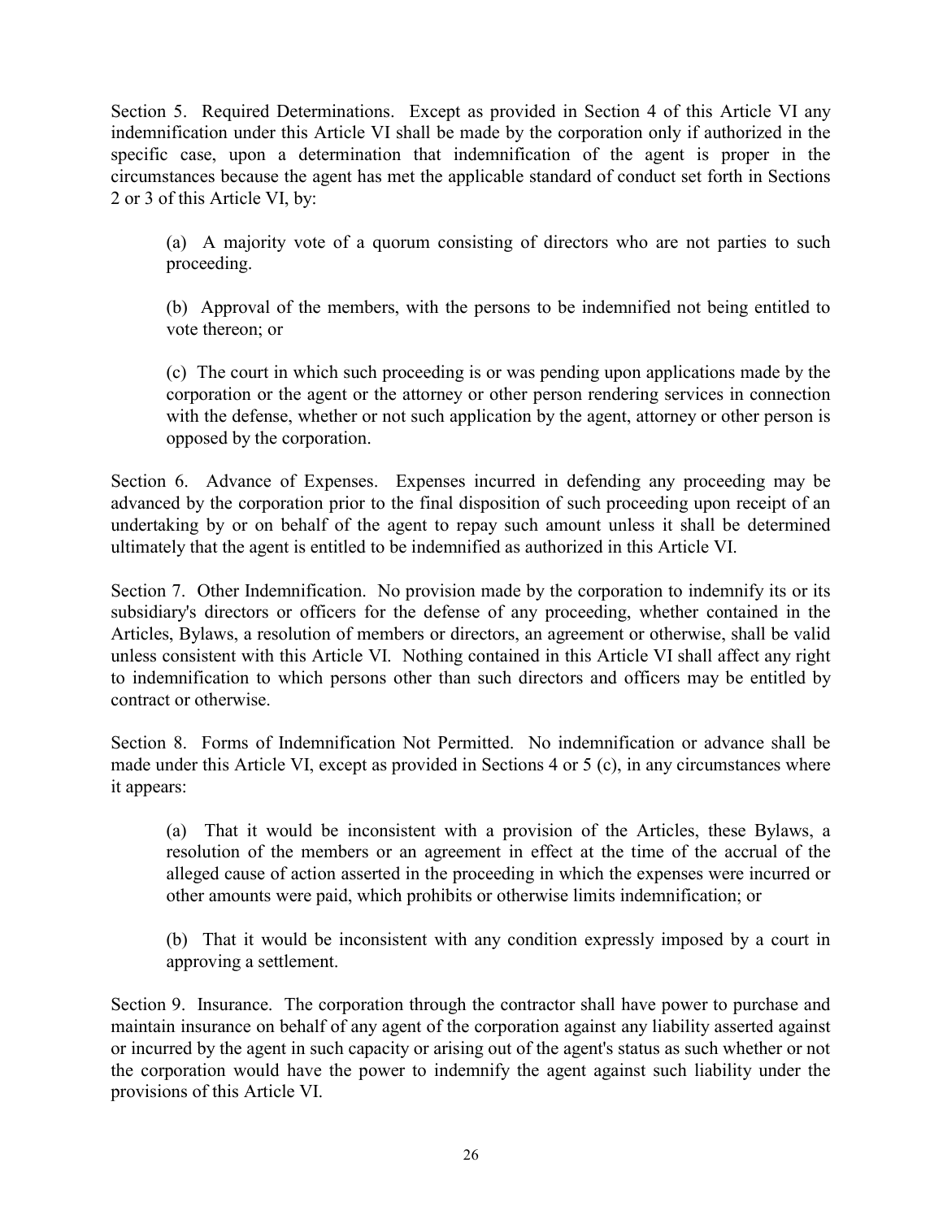Section 5. Required Determinations. Except as provided in Section 4 of this Article VI any indemnification under this Article VI shall be made by the corporation only if authorized in the specific case, upon a determination that indemnification of the agent is proper in the circumstances because the agent has met the applicable standard of conduct set forth in Sections 2 or 3 of this Article VI, by:

(a) A majority vote of a quorum consisting of directors who are not parties to such proceeding.

(b) Approval of the members, with the persons to be indemnified not being entitled to vote thereon; or

(c) The court in which such proceeding is or was pending upon applications made by the corporation or the agent or the attorney or other person rendering services in connection with the defense, whether or not such application by the agent, attorney or other person is opposed by the corporation.

Section 6. Advance of Expenses. Expenses incurred in defending any proceeding may be advanced by the corporation prior to the final disposition of such proceeding upon receipt of an undertaking by or on behalf of the agent to repay such amount unless it shall be determined ultimately that the agent is entitled to be indemnified as authorized in this Article VI.

Section 7. Other Indemnification. No provision made by the corporation to indemnify its or its subsidiary's directors or officers for the defense of any proceeding, whether contained in the Articles, Bylaws, a resolution of members or directors, an agreement or otherwise, shall be valid unless consistent with this Article VI. Nothing contained in this Article VI shall affect any right to indemnification to which persons other than such directors and officers may be entitled by contract or otherwise.

Section 8. Forms of Indemnification Not Permitted. No indemnification or advance shall be made under this Article VI, except as provided in Sections 4 or 5 (c), in any circumstances where it appears:

(a) That it would be inconsistent with a provision of the Articles, these Bylaws, a resolution of the members or an agreement in effect at the time of the accrual of the alleged cause of action asserted in the proceeding in which the expenses were incurred or other amounts were paid, which prohibits or otherwise limits indemnification; or

(b) That it would be inconsistent with any condition expressly imposed by a court in approving a settlement.

Section 9. Insurance. The corporation through the contractor shall have power to purchase and maintain insurance on behalf of any agent of the corporation against any liability asserted against or incurred by the agent in such capacity or arising out of the agent's status as such whether or not the corporation would have the power to indemnify the agent against such liability under the provisions of this Article VI.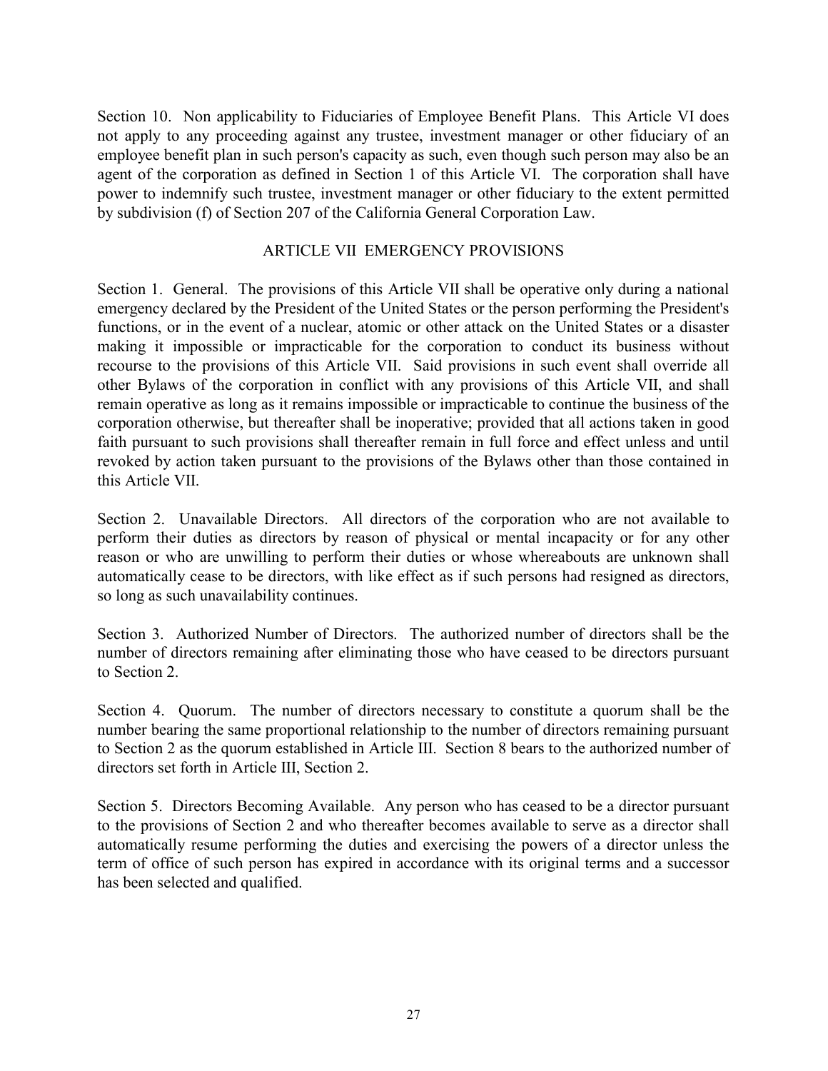Section 10. Non applicability to Fiduciaries of Employee Benefit Plans. This Article VI does not apply to any proceeding against any trustee, investment manager or other fiduciary of an employee benefit plan in such person's capacity as such, even though such person may also be an agent of the corporation as defined in Section 1 of this Article VI. The corporation shall have power to indemnify such trustee, investment manager or other fiduciary to the extent permitted by subdivision (f) of Section 207 of the California General Corporation Law.

## ARTICLE VII EMERGENCY PROVISIONS

Section 1. General. The provisions of this Article VII shall be operative only during a national emergency declared by the President of the United States or the person performing the President's functions, or in the event of a nuclear, atomic or other attack on the United States or a disaster making it impossible or impracticable for the corporation to conduct its business without recourse to the provisions of this Article VII. Said provisions in such event shall override all other Bylaws of the corporation in conflict with any provisions of this Article VII, and shall remain operative as long as it remains impossible or impracticable to continue the business of the corporation otherwise, but thereafter shall be inoperative; provided that all actions taken in good faith pursuant to such provisions shall thereafter remain in full force and effect unless and until revoked by action taken pursuant to the provisions of the Bylaws other than those contained in this Article VII.

Section 2. Unavailable Directors. All directors of the corporation who are not available to perform their duties as directors by reason of physical or mental incapacity or for any other reason or who are unwilling to perform their duties or whose whereabouts are unknown shall automatically cease to be directors, with like effect as if such persons had resigned as directors, so long as such unavailability continues.

Section 3. Authorized Number of Directors. The authorized number of directors shall be the number of directors remaining after eliminating those who have ceased to be directors pursuant to Section 2.

Section 4. Quorum. The number of directors necessary to constitute a quorum shall be the number bearing the same proportional relationship to the number of directors remaining pursuant to Section 2 as the quorum established in Article III. Section 8 bears to the authorized number of directors set forth in Article III, Section 2.

Section 5. Directors Becoming Available. Any person who has ceased to be a director pursuant to the provisions of Section 2 and who thereafter becomes available to serve as a director shall automatically resume performing the duties and exercising the powers of a director unless the term of office of such person has expired in accordance with its original terms and a successor has been selected and qualified.